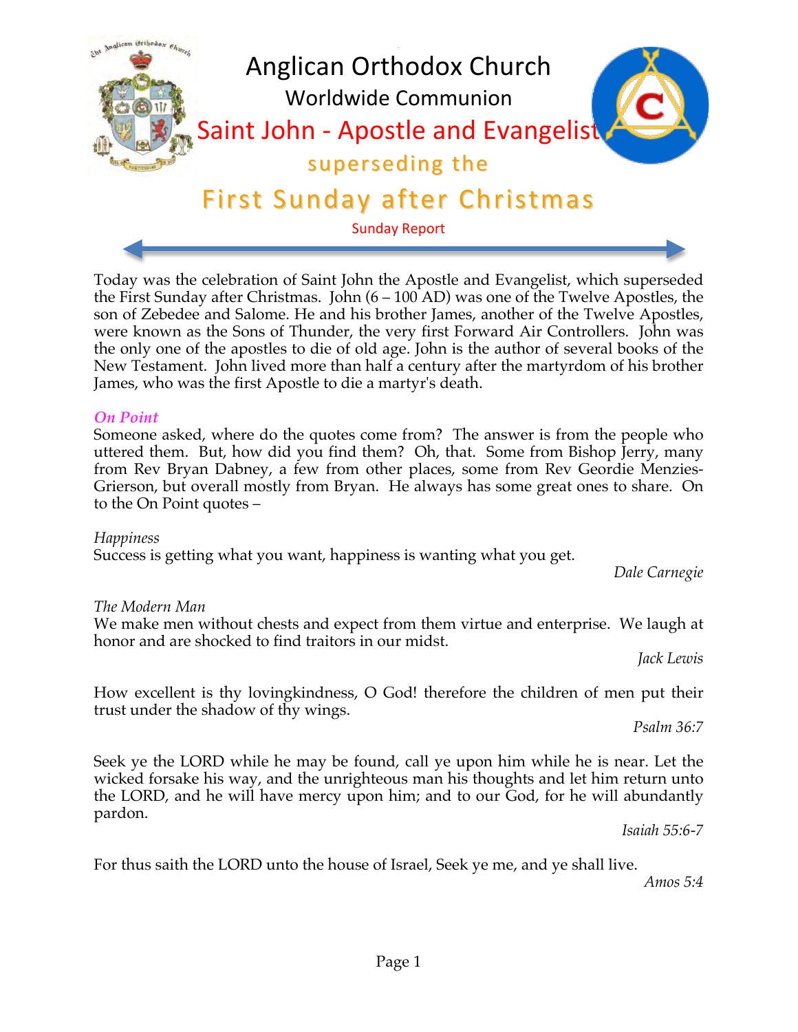# Anglican Orthodox Church

## Worldwide Communion

## Saint John - Apostle and Evangelist

### superseding the

## First Sunday after Christmas

Sunday Report

Today was the celebration of Saint John the Apostle and Evangelist, which superseded the First Sunday after Christmas. John (6 – 100 AD) was one of the Twelve Apostles, the son of Zebedee and Salome. He and his brother James, another of the Twelve Apostles, were known as the Sons of Thunder, the very first Forward Air Controllers. John was the only one of the apostles to die of old age. John is the author of several books of the New Testament. John lived more than half a century after the martyrdom of his brother James, who was the first Apostle to die a martyr's death.

***On Point***

Someone asked, where do the quotes come from? The answer is from the people who uttered them. But, how did you find them? Oh, that. Some from Bishop Jerry, many from Rev Bryan Dabney, a few from other places, some from Rev Geordie Menzies-Grierson, but overall mostly from Bryan. He always has some great ones to share. On to the On Point quotes –

*Happiness*

Success is getting what you want, happiness is wanting what you get.

*Dale Carnegie*

*The Modern Man*

We make men without chests and expect from them virtue and enterprise. We laugh at honor and are shocked to find traitors in our midst.

*Jack Lewis*

How excellent is thy lovingkindness, O God! therefore the children of men put their trust under the shadow of thy wings.

*Psalm 36:7*

Seek ye the LORD while he may be found, call ye upon him while he is near. Let the wicked forsake his way, and the unrighteous man his thoughts and let him return unto the LORD, and he will have mercy upon him; and to our God, for he will abundantly pardon.

*Isaiah 55:6-7*

For thus saith the LORD unto the house of Israel, Seek ye me, and ye shall live.

*Amos 5:4*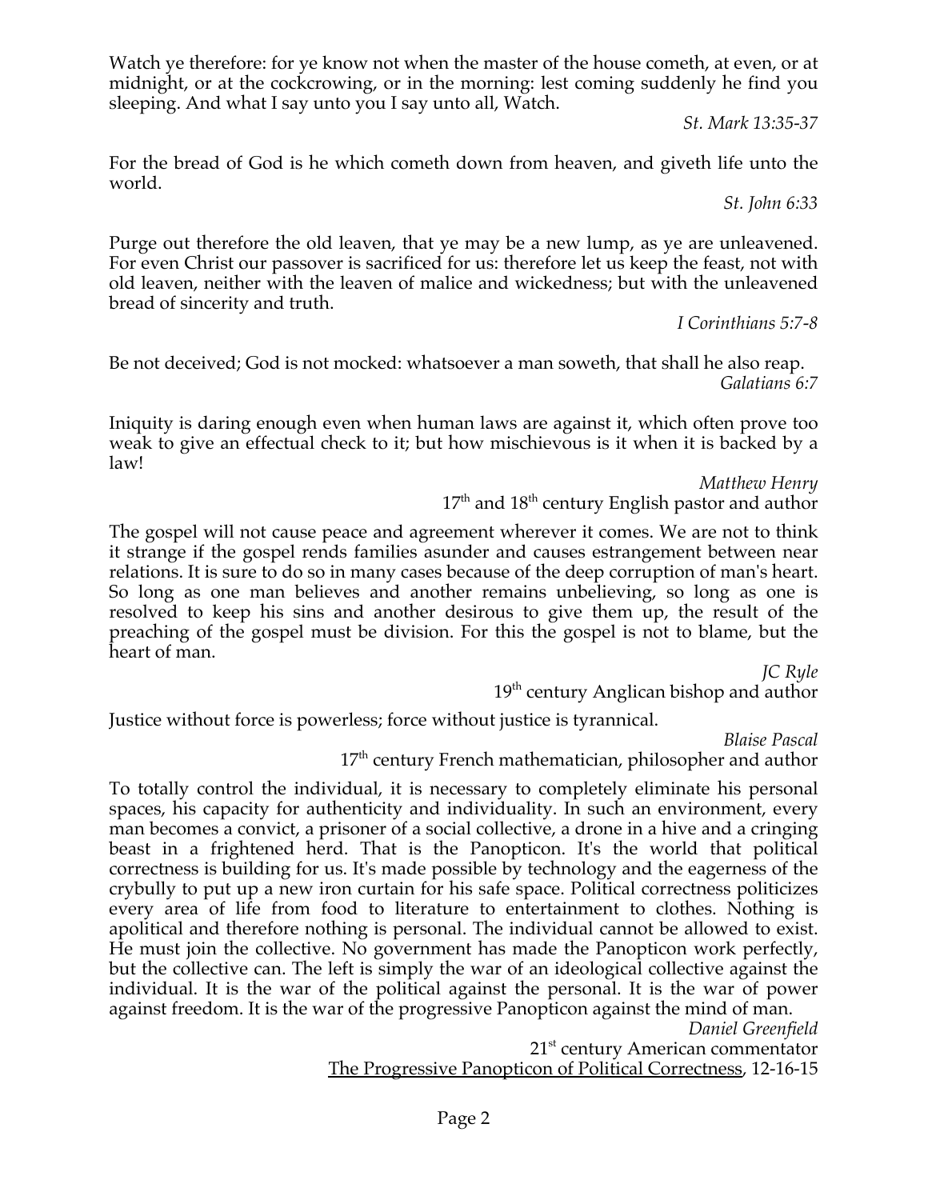Watch ye therefore: for ye know not when the master of the house cometh, at even, or at midnight, or at the cockcrowing, or in the morning: lest coming suddenly he find you sleeping. And what I say unto you I say unto all, Watch.

*St. Mark 13:35-37*

For the bread of God is he which cometh down from heaven, and giveth life unto the world.

*St. John 6:33*

Purge out therefore the old leaven, that ye may be a new lump, as ye are unleavened. For even Christ our passover is sacrificed for us: therefore let us keep the feast, not with old leaven, neither with the leaven of malice and wickedness; but with the unleavened bread of sincerity and truth.

*I Corinthians 5:7-8*

Be not deceived; God is not mocked: whatsoever a man soweth, that shall he also reap.

*Galatians 6:7*

Iniquity is daring enough even when human laws are against it, which often prove too weak to give an effectual check to it; but how mischievous is it when it is backed by a law!

*Matthew Henry*
17th and 18th century English pastor and author

The gospel will not cause peace and agreement wherever it comes. We are not to think it strange if the gospel rends families asunder and causes estrangement between near relations. It is sure to do so in many cases because of the deep corruption of man's heart. So long as one man believes and another remains unbelieving, so long as one is resolved to keep his sins and another desirous to give them up, the result of the preaching of the gospel must be division. For this the gospel is not to blame, but the heart of man.

*JC Ryle*
19th century Anglican bishop and author

Justice without force is powerless; force without justice is tyrannical.

*Blaise Pascal*
17th century French mathematician, philosopher and author

To totally control the individual, it is necessary to completely eliminate his personal spaces, his capacity for authenticity and individuality. In such an environment, every man becomes a convict, a prisoner of a social collective, a drone in a hive and a cringing beast in a frightened herd. That is the Panopticon. It's the world that political correctness is building for us. It's made possible by technology and the eagerness of the crybully to put up a new iron curtain for his safe space. Political correctness politicizes every area of life from food to literature to entertainment to clothes. Nothing is apolitical and therefore nothing is personal. The individual cannot be allowed to exist. He must join the collective. No government has made the Panopticon work perfectly, but the collective can. The left is simply the war of an ideological collective against the individual. It is the war of the political against the personal. It is the war of power against freedom. It is the war of the progressive Panopticon against the mind of man.

*Daniel Greenfield*
21st century American commentator
<u>The Progressive Panopticon of Political Correctness</u>, 12-16-15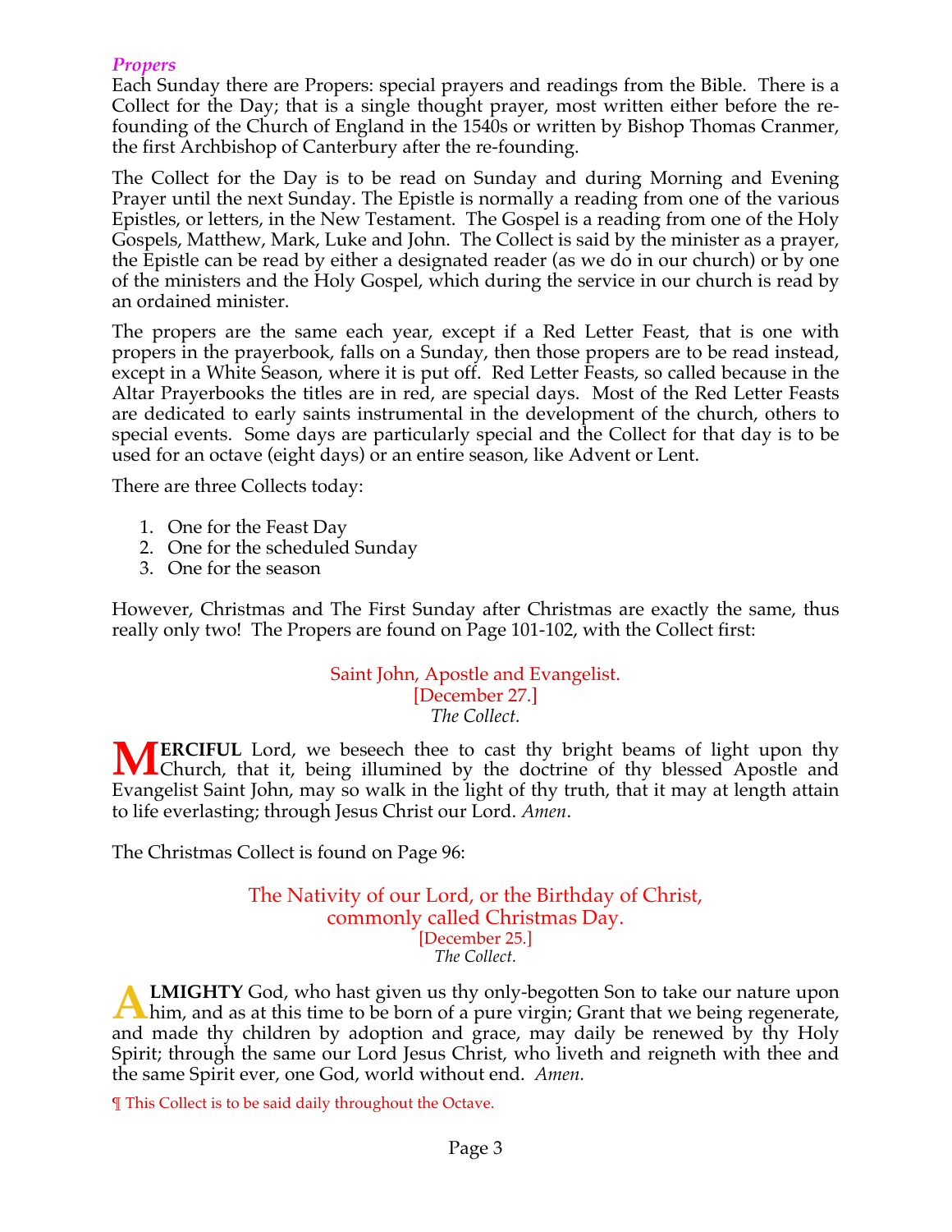### *Propers*

Each Sunday there are Propers: special prayers and readings from the Bible. There is a Collect for the Day; that is a single thought prayer, most written either before the re-founding of the Church of England in the 1540s or written by Bishop Thomas Cranmer, the first Archbishop of Canterbury after the re-founding.

The Collect for the Day is to be read on Sunday and during Morning and Evening Prayer until the next Sunday. The Epistle is normally a reading from one of the various Epistles, or letters, in the New Testament. The Gospel is a reading from one of the Holy Gospels, Matthew, Mark, Luke and John. The Collect is said by the minister as a prayer, the Epistle can be read by either a designated reader (as we do in our church) or by one of the ministers and the Holy Gospel, which during the service in our church is read by an ordained minister.

The propers are the same each year, except if a Red Letter Feast, that is one with propers in the prayerbook, falls on a Sunday, then those propers are to be read instead, except in a White Season, where it is put off. Red Letter Feasts, so called because in the Altar Prayerbooks the titles are in red, are special days. Most of the Red Letter Feasts are dedicated to early saints instrumental in the development of the church, others to special events. Some days are particularly special and the Collect for that day is to be used for an octave (eight days) or an entire season, like Advent or Lent.

There are three Collects today:

1. One for the Feast Day
2. One for the scheduled Sunday
3. One for the season

However, Christmas and The First Sunday after Christmas are exactly the same, thus really only two! The Propers are found on Page 101-102, with the Collect first:

Saint John, Apostle and Evangelist.
[December 27.]
*The Collect.*

**MERCIFUL** Lord, we beseech thee to cast thy bright beams of light upon thy Church, that it, being illumined by the doctrine of thy blessed Apostle and Evangelist Saint John, may so walk in the light of thy truth, that it may at length attain to life everlasting; through Jesus Christ our Lord. *Amen*.

The Christmas Collect is found on Page 96:

The Nativity of our Lord, or the Birthday of Christ,
commonly called Christmas Day.
[December 25.]
*The Collect.*

**ALMIGHTY** God, who hast given us thy only-begotten Son to take our nature upon him, and as at this time to be born of a pure virgin; Grant that we being regenerate, and made thy children by adoption and grace, may daily be renewed by thy Holy Spirit; through the same our Lord Jesus Christ, who liveth and reigneth with thee and the same Spirit ever, one God, world without end. *Amen.*

¶ This Collect is to be said daily throughout the Octave.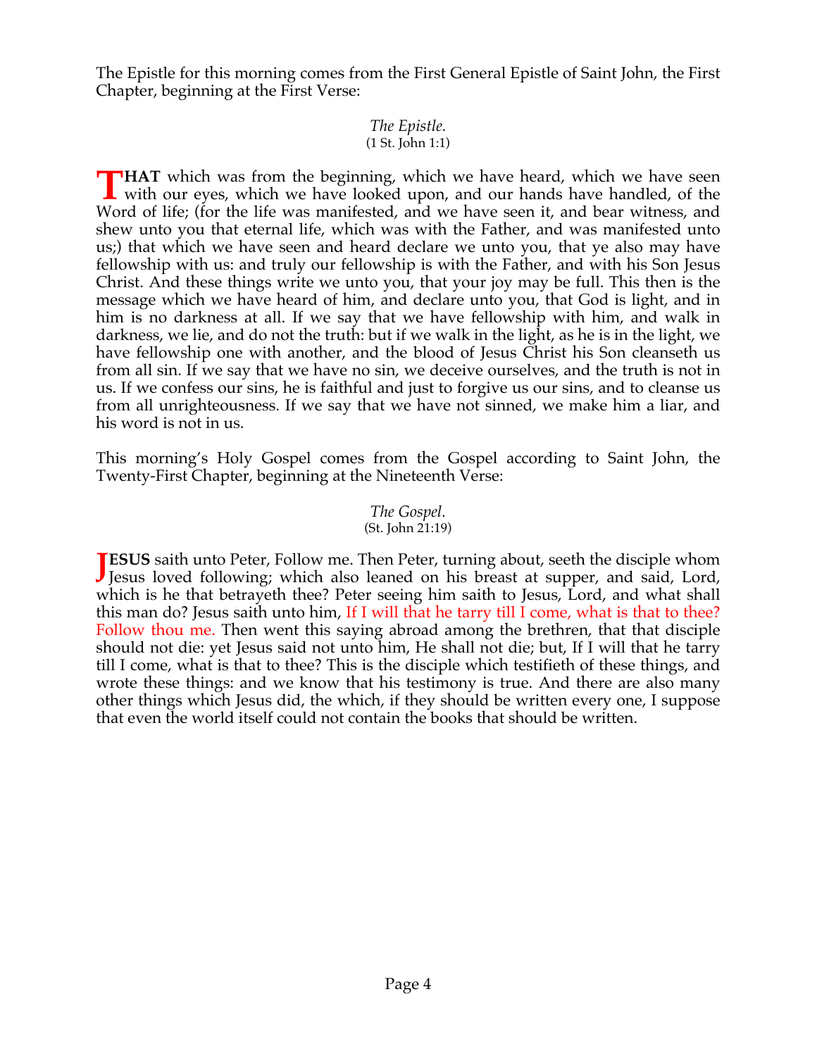The Epistle for this morning comes from the First General Epistle of Saint John, the First Chapter, beginning at the First Verse:

*The Epistle.*
(1 St. John 1:1)

**THAT** which was from the beginning, which we have heard, which we have seen with our eyes, which we have looked upon, and our hands have handled, of the Word of life; (for the life was manifested, and we have seen it, and bear witness, and shew unto you that eternal life, which was with the Father, and was manifested unto us;) that which we have seen and heard declare we unto you, that ye also may have fellowship with us: and truly our fellowship is with the Father, and with his Son Jesus Christ. And these things write we unto you, that your joy may be full. This then is the message which we have heard of him, and declare unto you, that God is light, and in him is no darkness at all. If we say that we have fellowship with him, and walk in darkness, we lie, and do not the truth: but if we walk in the light, as he is in the light, we have fellowship one with another, and the blood of Jesus Christ his Son cleanseth us from all sin. If we say that we have no sin, we deceive ourselves, and the truth is not in us. If we confess our sins, he is faithful and just to forgive us our sins, and to cleanse us from all unrighteousness. If we say that we have not sinned, we make him a liar, and his word is not in us.

This morning's Holy Gospel comes from the Gospel according to Saint John, the Twenty-First Chapter, beginning at the Nineteenth Verse:

*The Gospel.*
(St. John 21:19)

**JESUS** saith unto Peter, Follow me. Then Peter, turning about, seeth the disciple whom Jesus loved following; which also leaned on his breast at supper, and said, Lord, which is he that betrayeth thee? Peter seeing him saith to Jesus, Lord, and what shall this man do? Jesus saith unto him, If I will that he tarry till I come, what is that to thee? Follow thou me. Then went this saying abroad among the brethren, that that disciple should not die: yet Jesus said not unto him, He shall not die; but, If I will that he tarry till I come, what is that to thee? This is the disciple which testifieth of these things, and wrote these things: and we know that his testimony is true. And there are also many other things which Jesus did, the which, if they should be written every one, I suppose that even the world itself could not contain the books that should be written.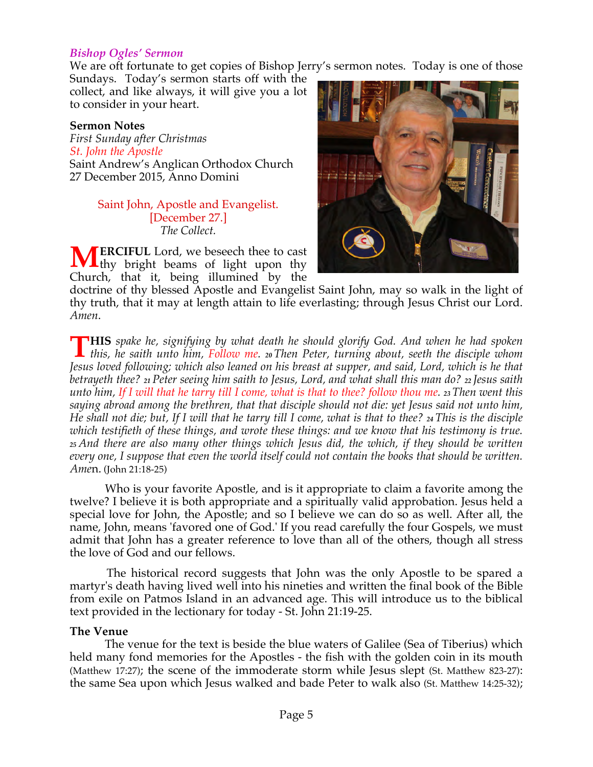### *Bishop Ogles' Sermon*

We are oft fortunate to get copies of Bishop Jerry's sermon notes. Today is one of those Sundays. Today's sermon starts off with the collect, and like always, it will give you a lot to consider in your heart.

**Sermon Notes**
*First Sunday after Christmas*
*St. John the Apostle*
Saint Andrew's Anglican Orthodox Church
27 December 2015, Anno Domini

Saint John, Apostle and Evangelist.
[December 27.]
*The Collect.*

**MERCIFUL** Lord, we beseech thee to cast thy bright beams of light upon thy Church, that it, being illumined by the doctrine of thy blessed Apostle and Evangelist Saint John, may so walk in the light of thy truth, that it may at length attain to life everlasting; through Jesus Christ our Lord. *Amen*.

**THIS** *spake he, signifying by what death he should glorify God. And when he had spoken this, he saith unto him, Follow me. 20 Then Peter, turning about, seeth the disciple whom Jesus loved following; which also leaned on his breast at supper, and said, Lord, which is he that betrayeth thee? 21 Peter seeing him saith to Jesus, Lord, and what shall this man do? 22 Jesus saith unto him, If I will that he tarry till I come, what is that to thee? follow thou me. 23 Then went this saying abroad among the brethren, that that disciple should not die: yet Jesus said not unto him, He shall not die; but, If I will that he tarry till I come, what is that to thee? 24 This is the disciple which testifieth of these things, and wrote these things: and we know that his testimony is true. 25 And there are also many other things which Jesus did, the which, if they should be written every one, I suppose that even the world itself could not contain the books that should be written. Amen*. (John 21:18-25)

Who is your favorite Apostle, and is it appropriate to claim a favorite among the twelve? I believe it is both appropriate and a spiritually valid approbation. Jesus held a special love for John, the Apostle; and so I believe we can do so as well. After all, the name, John, means 'favored one of God.' If you read carefully the four Gospels, we must admit that John has a greater reference to love than all of the others, though all stress the love of God and our fellows.

The historical record suggests that John was the only Apostle to be spared a martyr's death having lived well into his nineties and written the final book of the Bible from exile on Patmos Island in an advanced age. This will introduce us to the biblical text provided in the lectionary for today - St. John 21:19-25.

**The Venue**

The venue for the text is beside the blue waters of Galilee (Sea of Tiberius) which held many fond memories for the Apostles - the fish with the golden coin in its mouth (Matthew 17:27); the scene of the immoderate storm while Jesus slept (St. Matthew 823-27): the same Sea upon which Jesus walked and bade Peter to walk also (St. Matthew 14:25-32);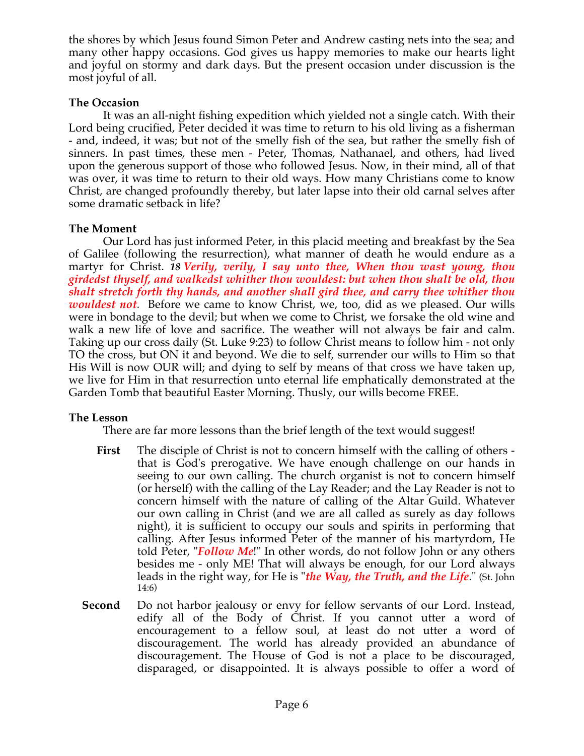the shores by which Jesus found Simon Peter and Andrew casting nets into the sea; and many other happy occasions. God gives us happy memories to make our hearts light and joyful on stormy and dark days. But the present occasion under discussion is the most joyful of all.

**The Occasion**

It was an all-night fishing expedition which yielded not a single catch. With their Lord being crucified, Peter decided it was time to return to his old living as a fisherman - and, indeed, it was; but not of the smelly fish of the sea, but rather the smelly fish of sinners. In past times, these men - Peter, Thomas, Nathanael, and others, had lived upon the generous support of those who followed Jesus. Now, in their mind, all of that was over, it was time to return to their old ways. How many Christians come to know Christ, are changed profoundly thereby, but later lapse into their old carnal selves after some dramatic setback in life?

**The Moment**

Our Lord has just informed Peter, in this placid meeting and breakfast by the Sea of Galilee (following the resurrection), what manner of death he would endure as a martyr for Christ. ***18 Verily, verily, I say unto thee, When thou wast young, thou girdedst thyself, and walkedst whither thou wouldest: but when thou shalt be old, thou shalt stretch forth thy hands, and another shall gird thee, and carry thee whither thou wouldest not.*** Before we came to know Christ, we, too, did as we pleased. Our wills were in bondage to the devil; but when we come to Christ, we forsake the old wine and walk a new life of love and sacrifice. The weather will not always be fair and calm. Taking up our cross daily (St. Luke 9:23) to follow Christ means to follow him - not only TO the cross, but ON it and beyond. We die to self, surrender our wills to Him so that His Will is now OUR will; and dying to self by means of that cross we have taken up, we live for Him in that resurrection unto eternal life emphatically demonstrated at the Garden Tomb that beautiful Easter Morning. Thusly, our wills become FREE.

**The Lesson**

There are far more lessons than the brief length of the text would suggest!

**First** The disciple of Christ is not to concern himself with the calling of others - that is God's prerogative. We have enough challenge on our hands in seeing to our own calling. The church organist is not to concern himself (or herself) with the calling of the Lay Reader; and the Lay Reader is not to concern himself with the nature of calling of the Altar Guild. Whatever our own calling in Christ (and we are all called as surely as day follows night), it is sufficient to occupy our souls and spirits in performing that calling. After Jesus informed Peter of the manner of his martyrdom, He told Peter, "***Follow Me***!" In other words, do not follow John or any others besides me - only ME! That will always be enough, for our Lord always leads in the right way, for He is "***the Way, the Truth, and the Life***." (St. John 14:6)

**Second** Do not harbor jealousy or envy for fellow servants of our Lord. Instead, edify all of the Body of Christ. If you cannot utter a word of encouragement to a fellow soul, at least do not utter a word of discouragement. The world has already provided an abundance of discouragement. The House of God is not a place to be discouraged, disparaged, or disappointed. It is always possible to offer a word of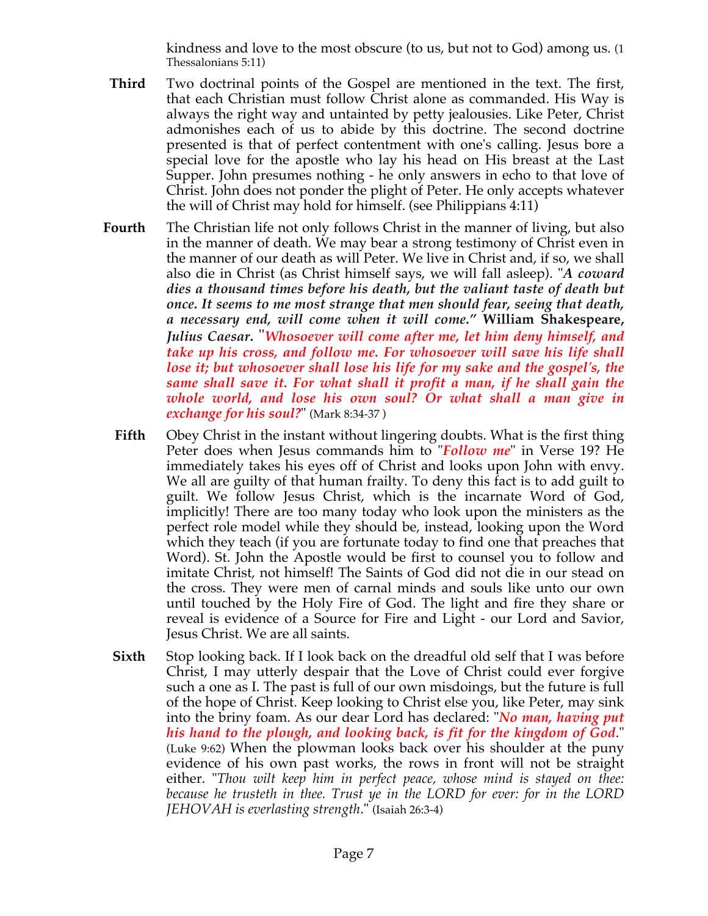kindness and love to the most obscure (to us, but not to God) among us. (1 Thessalonians 5:11)

**Third** Two doctrinal points of the Gospel are mentioned in the text. The first, that each Christian must follow Christ alone as commanded. His Way is always the right way and untainted by petty jealousies. Like Peter, Christ admonishes each of us to abide by this doctrine. The second doctrine presented is that of perfect contentment with one's calling. Jesus bore a special love for the apostle who lay his head on His breast at the Last Supper. John presumes nothing - he only answers in echo to that love of Christ. John does not ponder the plight of Peter. He only accepts whatever the will of Christ may hold for himself. (see Philippians 4:11)

**Fourth** The Christian life not only follows Christ in the manner of living, but also in the manner of death. We may bear a strong testimony of Christ even in the manner of our death as will Peter. We live in Christ and, if so, we shall also die in Christ (as Christ himself says, we will fall asleep). "***A coward dies a thousand times before his death, but the valiant taste of death but once. It seems to me most strange that men should fear, seeing that death, a necessary end, will come when it will come."*** **William Shakespeare, *Julius Caesar*.** "***Whosoever will come after me, let him deny himself, and take up his cross, and follow me. For whosoever will save his life shall lose it; but whosoever shall lose his life for my sake and the gospel's, the same shall save it. For what shall it profit a man, if he shall gain the whole world, and lose his own soul? Or what shall a man give in exchange for his soul?***" (Mark 8:34-37 )

**Fifth** Obey Christ in the instant without lingering doubts. What is the first thing Peter does when Jesus commands him to "***Follow me***" in Verse 19? He immediately takes his eyes off of Christ and looks upon John with envy. We all are guilty of that human frailty. To deny this fact is to add guilt to guilt. We follow Jesus Christ, which is the incarnate Word of God, implicitly! There are too many today who look upon the ministers as the perfect role model while they should be, instead, looking upon the Word which they teach (if you are fortunate today to find one that preaches that Word). St. John the Apostle would be first to counsel you to follow and imitate Christ, not himself! The Saints of God did not die in our stead on the cross. They were men of carnal minds and souls like unto our own until touched by the Holy Fire of God. The light and fire they share or reveal is evidence of a Source for Fire and Light - our Lord and Savior, Jesus Christ. We are all saints.

**Sixth** Stop looking back. If I look back on the dreadful old self that I was before Christ, I may utterly despair that the Love of Christ could ever forgive such a one as I. The past is full of our own misdoings, but the future is full of the hope of Christ. Keep looking to Christ else you, like Peter, may sink into the briny foam. As our dear Lord has declared: "***No man, having put his hand to the plough, and looking back, is fit for the kingdom of God***." (Luke 9:62) When the plowman looks back over his shoulder at the puny evidence of his own past works, the rows in front will not be straight either. "*Thou wilt keep him in perfect peace, whose mind is stayed on thee: because he trusteth in thee. Trust ye in the LORD for ever: for in the LORD JEHOVAH is everlasting strength*." (Isaiah 26:3-4)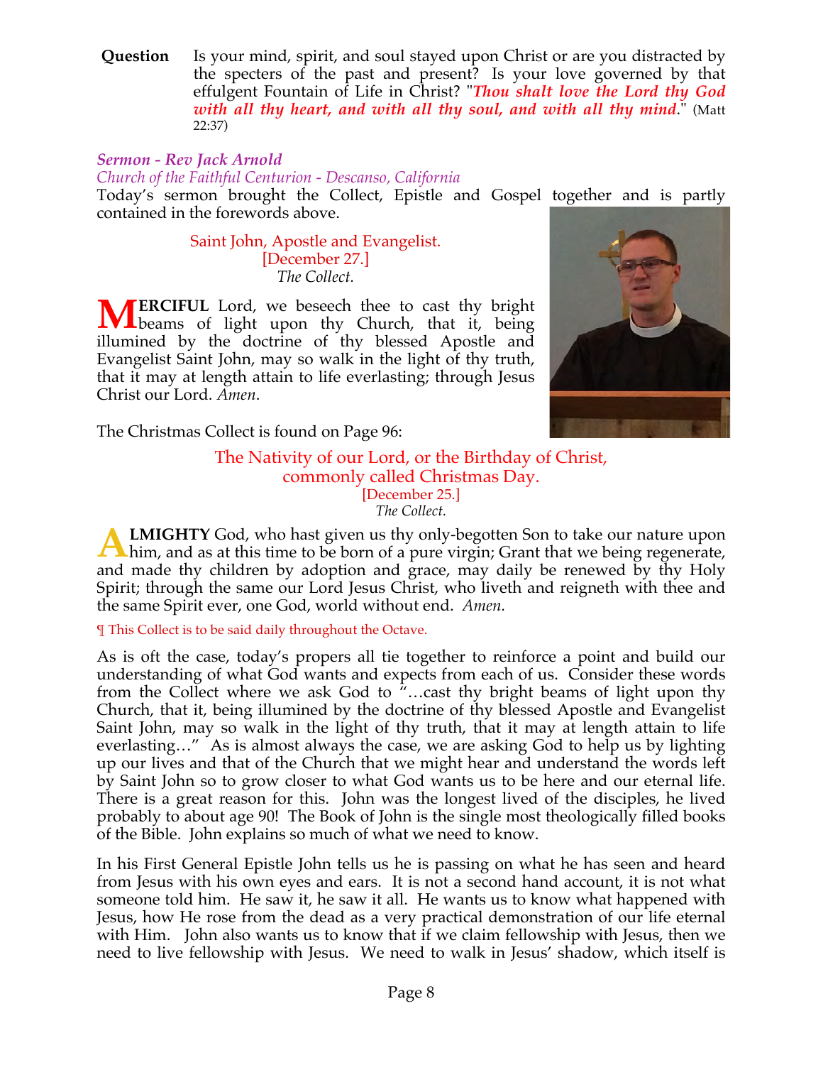**Question** Is your mind, spirit, and soul stayed upon Christ or are you distracted by the specters of the past and present? Is your love governed by that effulgent Fountain of Life in Christ? "***Thou shalt love the Lord thy God with all thy heart, and with all thy soul, and with all thy mind***." (Matt 22:37)

*Sermon - Rev Jack Arnold*
*Church of the Faithful Centurion - Descanso, California*

Today's sermon brought the Collect, Epistle and Gospel together and is partly contained in the forewords above.

Saint John, Apostle and Evangelist.
[December 27.]
*The Collect.*

**MERCIFUL** Lord, we beseech thee to cast thy bright beams of light upon thy Church, that it, being illumined by the doctrine of thy blessed Apostle and Evangelist Saint John, may so walk in the light of thy truth, that it may at length attain to life everlasting; through Jesus Christ our Lord. *Amen*.

The Christmas Collect is found on Page 96:

The Nativity of our Lord, or the Birthday of Christ, commonly called Christmas Day.
[December 25.]
*The Collect.*

**ALMIGHTY** God, who hast given us thy only-begotten Son to take our nature upon him, and as at this time to be born of a pure virgin; Grant that we being regenerate, and made thy children by adoption and grace, may daily be renewed by thy Holy Spirit; through the same our Lord Jesus Christ, who liveth and reigneth with thee and the same Spirit ever, one God, world without end. *Amen.*

¶ This Collect is to be said daily throughout the Octave.

As is oft the case, today's propers all tie together to reinforce a point and build our understanding of what God wants and expects from each of us. Consider these words from the Collect where we ask God to "…cast thy bright beams of light upon thy Church, that it, being illumined by the doctrine of thy blessed Apostle and Evangelist Saint John, may so walk in the light of thy truth, that it may at length attain to life everlasting…" As is almost always the case, we are asking God to help us by lighting up our lives and that of the Church that we might hear and understand the words left by Saint John so to grow closer to what God wants us to be here and our eternal life. There is a great reason for this. John was the longest lived of the disciples, he lived probably to about age 90! The Book of John is the single most theologically filled books of the Bible. John explains so much of what we need to know.

In his First General Epistle John tells us he is passing on what he has seen and heard from Jesus with his own eyes and ears. It is not a second hand account, it is not what someone told him. He saw it, he saw it all. He wants us to know what happened with Jesus, how He rose from the dead as a very practical demonstration of our life eternal with Him. John also wants us to know that if we claim fellowship with Jesus, then we need to live fellowship with Jesus. We need to walk in Jesus' shadow, which itself is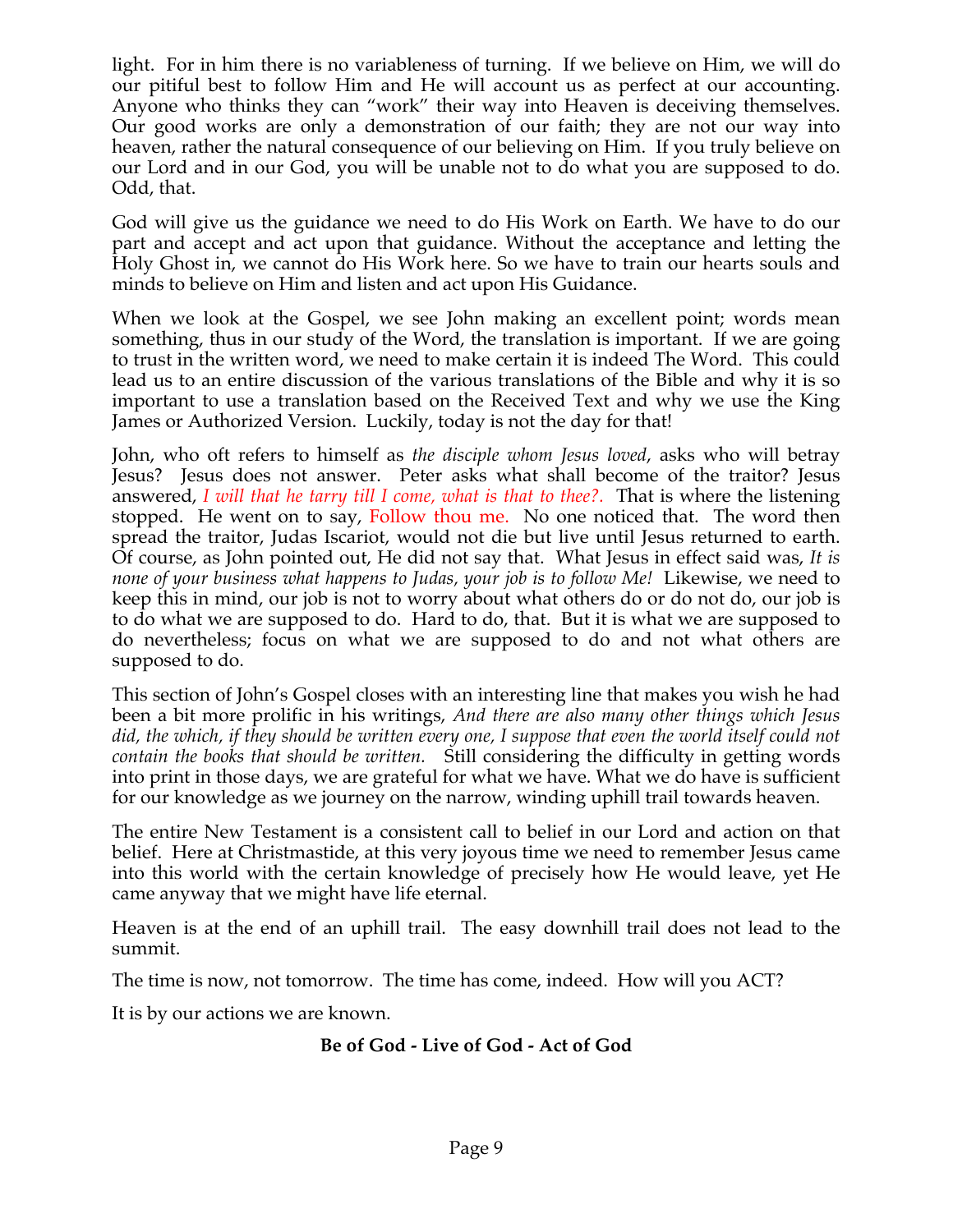light. For in him there is no variableness of turning. If we believe on Him, we will do our pitiful best to follow Him and He will account us as perfect at our accounting. Anyone who thinks they can "work" their way into Heaven is deceiving themselves. Our good works are only a demonstration of our faith; they are not our way into heaven, rather the natural consequence of our believing on Him. If you truly believe on our Lord and in our God, you will be unable not to do what you are supposed to do. Odd, that.

God will give us the guidance we need to do His Work on Earth. We have to do our part and accept and act upon that guidance. Without the acceptance and letting the Holy Ghost in, we cannot do His Work here. So we have to train our hearts souls and minds to believe on Him and listen and act upon His Guidance.

When we look at the Gospel, we see John making an excellent point; words mean something, thus in our study of the Word, the translation is important. If we are going to trust in the written word, we need to make certain it is indeed The Word. This could lead us to an entire discussion of the various translations of the Bible and why it is so important to use a translation based on the Received Text and why we use the King James or Authorized Version. Luckily, today is not the day for that!

John, who oft refers to himself as *the disciple whom Jesus loved*, asks who will betray Jesus? Jesus does not answer. Peter asks what shall become of the traitor? Jesus answered, *I will that he tarry till I come, what is that to thee?.* That is where the listening stopped. He went on to say, Follow thou me. No one noticed that. The word then spread the traitor, Judas Iscariot, would not die but live until Jesus returned to earth. Of course, as John pointed out, He did not say that. What Jesus in effect said was, *It is none of your business what happens to Judas, your job is to follow Me!* Likewise, we need to keep this in mind, our job is not to worry about what others do or do not do, our job is to do what we are supposed to do. Hard to do, that. But it is what we are supposed to do nevertheless; focus on what we are supposed to do and not what others are supposed to do.

This section of John's Gospel closes with an interesting line that makes you wish he had been a bit more prolific in his writings, *And there are also many other things which Jesus did, the which, if they should be written every one, I suppose that even the world itself could not contain the books that should be written.* Still considering the difficulty in getting words into print in those days, we are grateful for what we have. What we do have is sufficient for our knowledge as we journey on the narrow, winding uphill trail towards heaven.

The entire New Testament is a consistent call to belief in our Lord and action on that belief. Here at Christmastide, at this very joyous time we need to remember Jesus came into this world with the certain knowledge of precisely how He would leave, yet He came anyway that we might have life eternal.

Heaven is at the end of an uphill trail. The easy downhill trail does not lead to the summit.

The time is now, not tomorrow. The time has come, indeed. How will you ACT?

It is by our actions we are known.

**Be of God - Live of God - Act of God**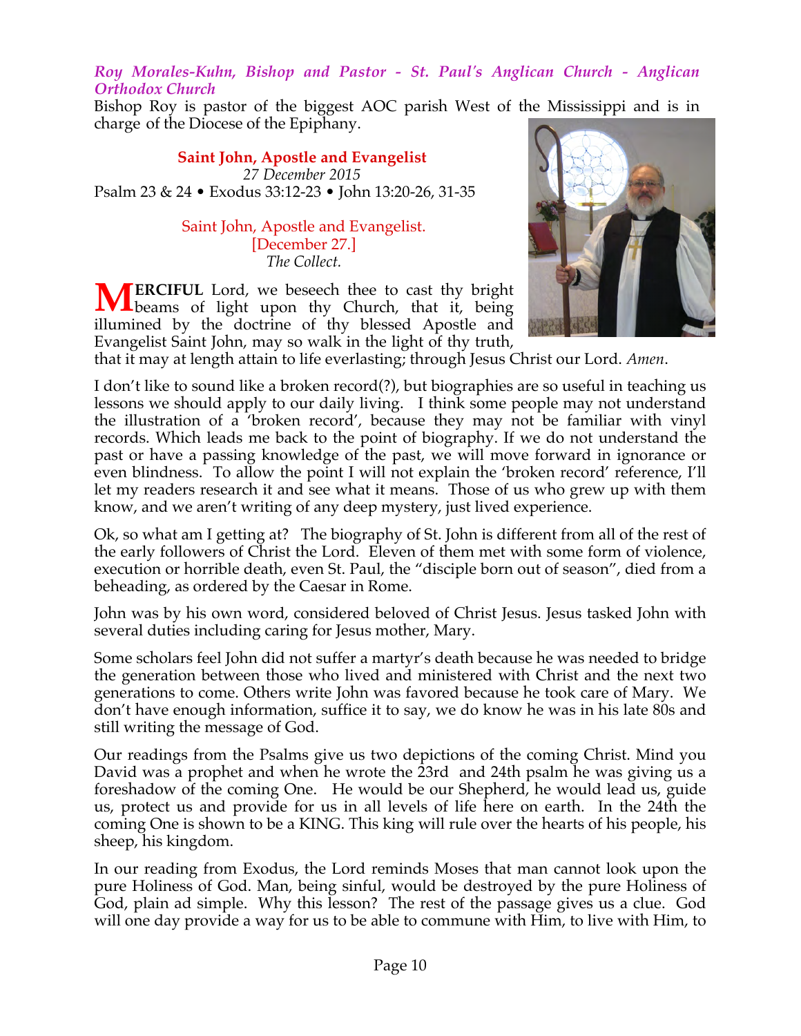*Roy Morales-Kuhn, Bishop and Pastor - St. Paul's Anglican Church - Anglican Orthodox Church*

Bishop Roy is pastor of the biggest AOC parish West of the Mississippi and is in charge of the Diocese of the Epiphany.

**Saint John, Apostle and Evangelist**

*27 December 2015*

Psalm 23 & 24 • Exodus 33:12-23 • John 13:20-26, 31-35

Saint John, Apostle and Evangelist.
[December 27.]
*The Collect.*

**MERCIFUL** Lord, we beseech thee to cast thy bright beams of light upon thy Church, that it, being illumined by the doctrine of thy blessed Apostle and Evangelist Saint John, may so walk in the light of thy truth, that it may at length attain to life everlasting; through Jesus Christ our Lord. *Amen*.

I don't like to sound like a broken record(?), but biographies are so useful in teaching us lessons we should apply to our daily living. I think some people may not understand the illustration of a 'broken record', because they may not be familiar with vinyl records. Which leads me back to the point of biography. If we do not understand the past or have a passing knowledge of the past, we will move forward in ignorance or even blindness. To allow the point I will not explain the 'broken record' reference, I'll let my readers research it and see what it means. Those of us who grew up with them know, and we aren't writing of any deep mystery, just lived experience.

Ok, so what am I getting at? The biography of St. John is different from all of the rest of the early followers of Christ the Lord. Eleven of them met with some form of violence, execution or horrible death, even St. Paul, the "disciple born out of season", died from a beheading, as ordered by the Caesar in Rome.

John was by his own word, considered beloved of Christ Jesus. Jesus tasked John with several duties including caring for Jesus mother, Mary.

Some scholars feel John did not suffer a martyr's death because he was needed to bridge the generation between those who lived and ministered with Christ and the next two generations to come. Others write John was favored because he took care of Mary. We don't have enough information, suffice it to say, we do know he was in his late 80s and still writing the message of God.

Our readings from the Psalms give us two depictions of the coming Christ. Mind you David was a prophet and when he wrote the 23rd and 24th psalm he was giving us a foreshadow of the coming One. He would be our Shepherd, he would lead us, guide us, protect us and provide for us in all levels of life here on earth. In the 24th the coming One is shown to be a KING. This king will rule over the hearts of his people, his sheep, his kingdom.

In our reading from Exodus, the Lord reminds Moses that man cannot look upon the pure Holiness of God. Man, being sinful, would be destroyed by the pure Holiness of God, plain ad simple. Why this lesson? The rest of the passage gives us a clue. God will one day provide a way for us to be able to commune with Him, to live with Him, to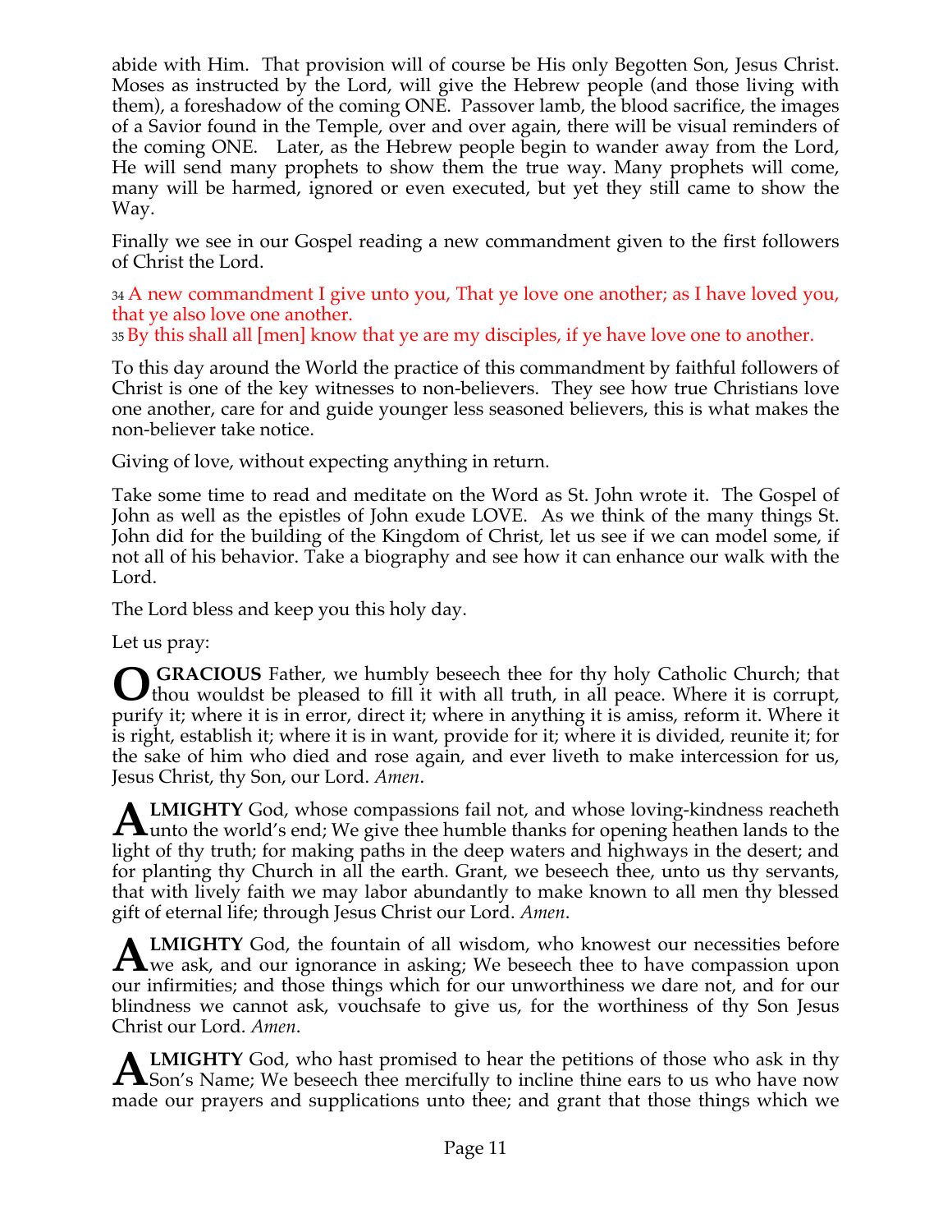abide with Him. That provision will of course be His only Begotten Son, Jesus Christ. Moses as instructed by the Lord, will give the Hebrew people (and those living with them), a foreshadow of the coming ONE. Passover lamb, the blood sacrifice, the images of a Savior found in the Temple, over and over again, there will be visual reminders of the coming ONE. Later, as the Hebrew people begin to wander away from the Lord, He will send many prophets to show them the true way. Many prophets will come, many will be harmed, ignored or even executed, but yet they still came to show the Way.

Finally we see in our Gospel reading a new commandment given to the first followers of Christ the Lord.

34 A new commandment I give unto you, That ye love one another; as I have loved you, that ye also love one another.
35 By this shall all [men] know that ye are my disciples, if ye have love one to another.

To this day around the World the practice of this commandment by faithful followers of Christ is one of the key witnesses to non-believers. They see how true Christians love one another, care for and guide younger less seasoned believers, this is what makes the non-believer take notice.

Giving of love, without expecting anything in return.

Take some time to read and meditate on the Word as St. John wrote it. The Gospel of John as well as the epistles of John exude LOVE. As we think of the many things St. John did for the building of the Kingdom of Christ, let us see if we can model some, if not all of his behavior. Take a biography and see how it can enhance our walk with the Lord.

The Lord bless and keep you this holy day.

Let us pray:

**O GRACIOUS** Father, we humbly beseech thee for thy holy Catholic Church; that thou wouldst be pleased to fill it with all truth, in all peace. Where it is corrupt, purify it; where it is in error, direct it; where in anything it is amiss, reform it. Where it is right, establish it; where it is in want, provide for it; where it is divided, reunite it; for the sake of him who died and rose again, and ever liveth to make intercession for us, Jesus Christ, thy Son, our Lord. *Amen*.

**ALMIGHTY** God, whose compassions fail not, and whose loving-kindness reacheth unto the world's end; We give thee humble thanks for opening heathen lands to the light of thy truth; for making paths in the deep waters and highways in the desert; and for planting thy Church in all the earth. Grant, we beseech thee, unto us thy servants, that with lively faith we may labor abundantly to make known to all men thy blessed gift of eternal life; through Jesus Christ our Lord. *Amen*.

**ALMIGHTY** God, the fountain of all wisdom, who knowest our necessities before we ask, and our ignorance in asking; We beseech thee to have compassion upon our infirmities; and those things which for our unworthiness we dare not, and for our blindness we cannot ask, vouchsafe to give us, for the worthiness of thy Son Jesus Christ our Lord. *Amen*.

**ALMIGHTY** God, who hast promised to hear the petitions of those who ask in thy Son's Name; We beseech thee mercifully to incline thine ears to us who have now made our prayers and supplications unto thee; and grant that those things which we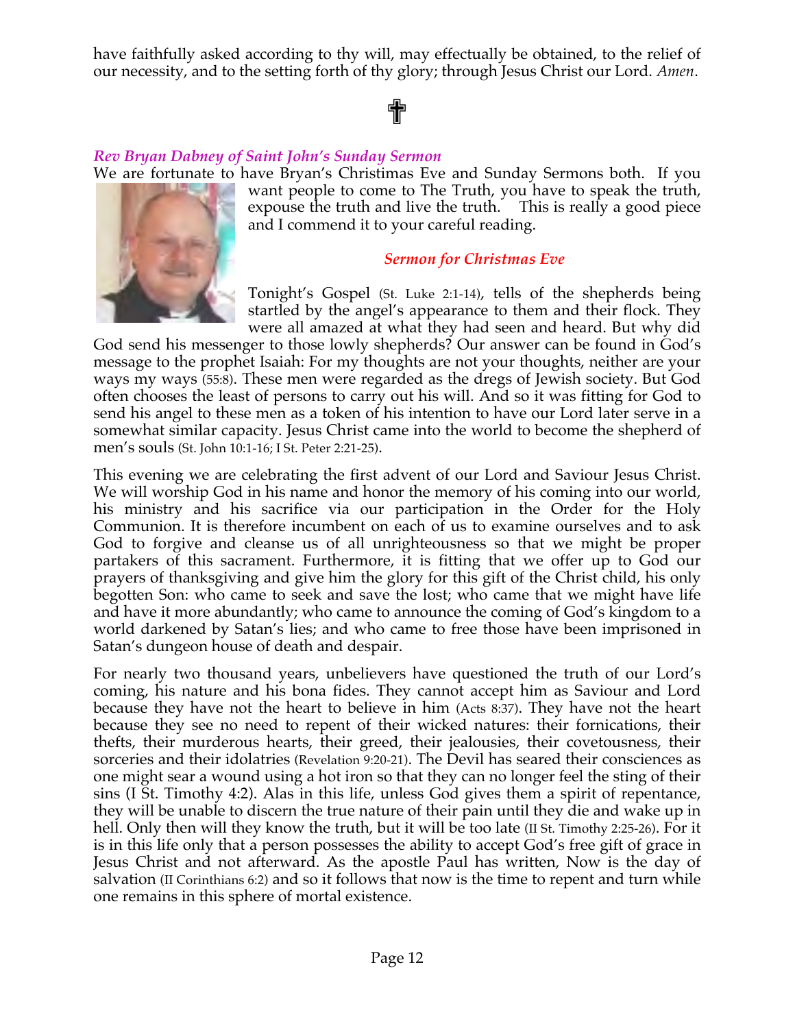have faithfully asked according to thy will, may effectually be obtained, to the relief of our necessity, and to the setting forth of thy glory; through Jesus Christ our Lord. *Amen*.

✝

### *Rev Bryan Dabney of Saint John's Sunday Sermon*

We are fortunate to have Bryan's Christimas Eve and Sunday Sermons both. If you want people to come to The Truth, you have to speak the truth, expouse the truth and live the truth. This is really a good piece and I commend it to your careful reading.

### *Sermon for Christmas Eve*

Tonight's Gospel (St. Luke 2:1-14), tells of the shepherds being startled by the angel's appearance to them and their flock. They were all amazed at what they had seen and heard. But why did God send his messenger to those lowly shepherds? Our answer can be found in God's message to the prophet Isaiah: For my thoughts are not your thoughts, neither are your ways my ways (55:8). These men were regarded as the dregs of Jewish society. But God often chooses the least of persons to carry out his will. And so it was fitting for God to send his angel to these men as a token of his intention to have our Lord later serve in a somewhat similar capacity. Jesus Christ came into the world to become the shepherd of men's souls (St. John 10:1-16; I St. Peter 2:21-25).

This evening we are celebrating the first advent of our Lord and Saviour Jesus Christ. We will worship God in his name and honor the memory of his coming into our world, his ministry and his sacrifice via our participation in the Order for the Holy Communion. It is therefore incumbent on each of us to examine ourselves and to ask God to forgive and cleanse us of all unrighteousness so that we might be proper partakers of this sacrament. Furthermore, it is fitting that we offer up to God our prayers of thanksgiving and give him the glory for this gift of the Christ child, his only begotten Son: who came to seek and save the lost; who came that we might have life and have it more abundantly; who came to announce the coming of God's kingdom to a world darkened by Satan's lies; and who came to free those have been imprisoned in Satan's dungeon house of death and despair.

For nearly two thousand years, unbelievers have questioned the truth of our Lord's coming, his nature and his bona fides. They cannot accept him as Saviour and Lord because they have not the heart to believe in him (Acts 8:37). They have not the heart because they see no need to repent of their wicked natures: their fornications, their thefts, their murderous hearts, their greed, their jealousies, their covetousness, their sorceries and their idolatries (Revelation 9:20-21). The Devil has seared their consciences as one might sear a wound using a hot iron so that they can no longer feel the sting of their sins (I St. Timothy 4:2). Alas in this life, unless God gives them a spirit of repentance, they will be unable to discern the true nature of their pain until they die and wake up in hell. Only then will they know the truth, but it will be too late (II St. Timothy 2:25-26). For it is in this life only that a person possesses the ability to accept God's free gift of grace in Jesus Christ and not afterward. As the apostle Paul has written, Now is the day of salvation (II Corinthians 6:2) and so it follows that now is the time to repent and turn while one remains in this sphere of mortal existence.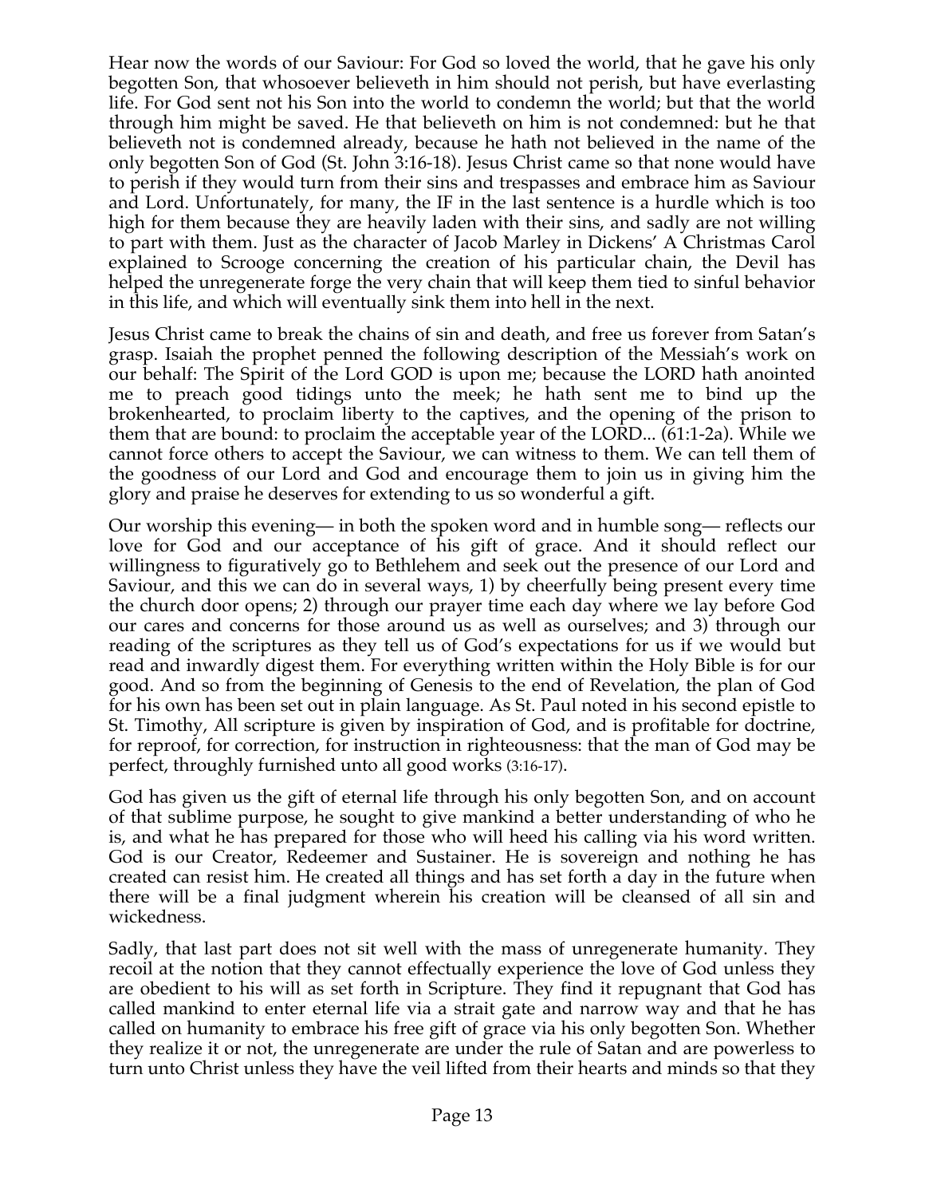Hear now the words of our Saviour: For God so loved the world, that he gave his only begotten Son, that whosoever believeth in him should not perish, but have everlasting life. For God sent not his Son into the world to condemn the world; but that the world through him might be saved. He that believeth on him is not condemned: but he that believeth not is condemned already, because he hath not believed in the name of the only begotten Son of God (St. John 3:16-18). Jesus Christ came so that none would have to perish if they would turn from their sins and trespasses and embrace him as Saviour and Lord. Unfortunately, for many, the IF in the last sentence is a hurdle which is too high for them because they are heavily laden with their sins, and sadly are not willing to part with them. Just as the character of Jacob Marley in Dickens' A Christmas Carol explained to Scrooge concerning the creation of his particular chain, the Devil has helped the unregenerate forge the very chain that will keep them tied to sinful behavior in this life, and which will eventually sink them into hell in the next.

Jesus Christ came to break the chains of sin and death, and free us forever from Satan's grasp. Isaiah the prophet penned the following description of the Messiah's work on our behalf: The Spirit of the Lord GOD is upon me; because the LORD hath anointed me to preach good tidings unto the meek; he hath sent me to bind up the brokenhearted, to proclaim liberty to the captives, and the opening of the prison to them that are bound: to proclaim the acceptable year of the LORD... (61:1-2a). While we cannot force others to accept the Saviour, we can witness to them. We can tell them of the goodness of our Lord and God and encourage them to join us in giving him the glory and praise he deserves for extending to us so wonderful a gift.

Our worship this evening— in both the spoken word and in humble song— reflects our love for God and our acceptance of his gift of grace. And it should reflect our willingness to figuratively go to Bethlehem and seek out the presence of our Lord and Saviour, and this we can do in several ways, 1) by cheerfully being present every time the church door opens; 2) through our prayer time each day where we lay before God our cares and concerns for those around us as well as ourselves; and 3) through our reading of the scriptures as they tell us of God's expectations for us if we would but read and inwardly digest them. For everything written within the Holy Bible is for our good. And so from the beginning of Genesis to the end of Revelation, the plan of God for his own has been set out in plain language. As St. Paul noted in his second epistle to St. Timothy, All scripture is given by inspiration of God, and is profitable for doctrine, for reproof, for correction, for instruction in righteousness: that the man of God may be perfect, throughly furnished unto all good works (3:16-17).

God has given us the gift of eternal life through his only begotten Son, and on account of that sublime purpose, he sought to give mankind a better understanding of who he is, and what he has prepared for those who will heed his calling via his word written. God is our Creator, Redeemer and Sustainer. He is sovereign and nothing he has created can resist him. He created all things and has set forth a day in the future when there will be a final judgment wherein his creation will be cleansed of all sin and wickedness.

Sadly, that last part does not sit well with the mass of unregenerate humanity. They recoil at the notion that they cannot effectually experience the love of God unless they are obedient to his will as set forth in Scripture. They find it repugnant that God has called mankind to enter eternal life via a strait gate and narrow way and that he has called on humanity to embrace his free gift of grace via his only begotten Son. Whether they realize it or not, the unregenerate are under the rule of Satan and are powerless to turn unto Christ unless they have the veil lifted from their hearts and minds so that they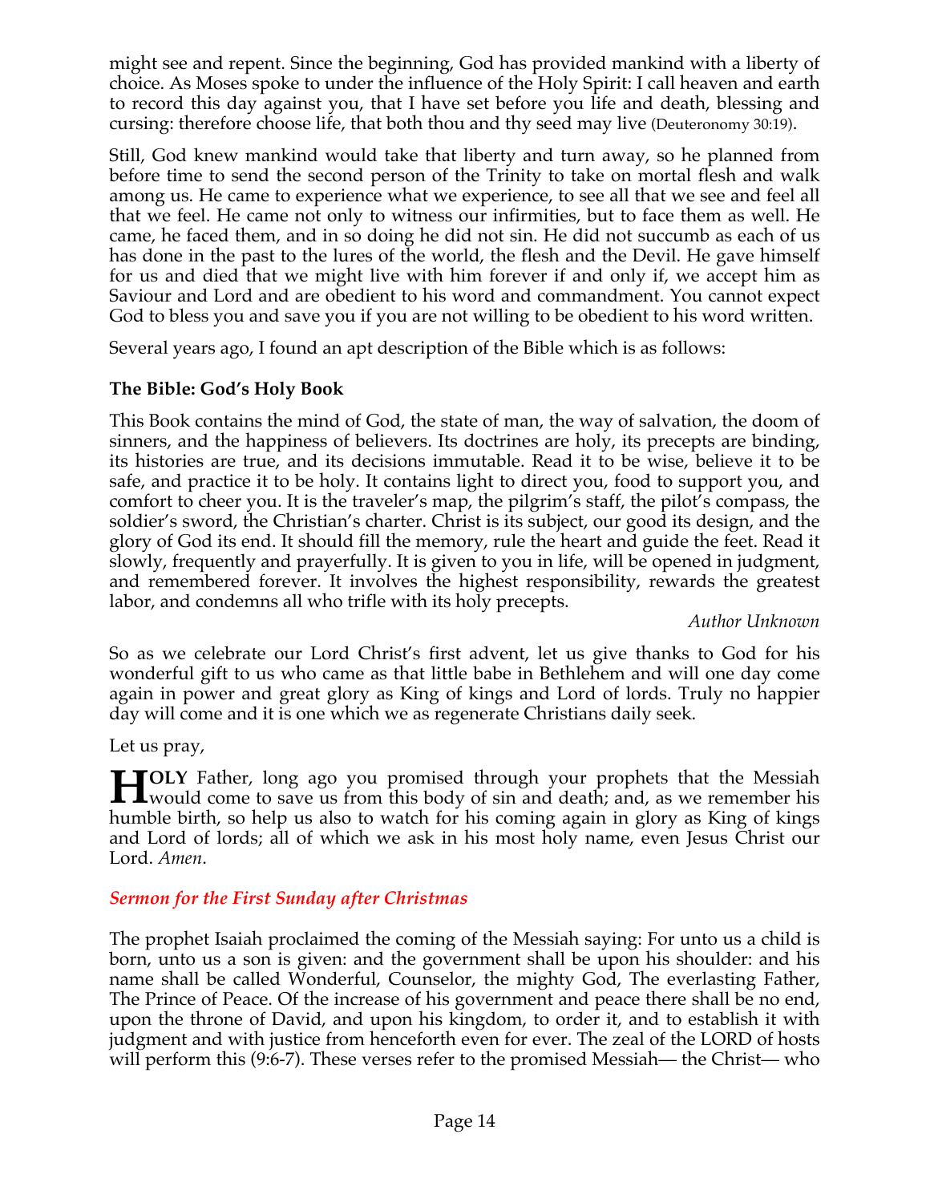might see and repent. Since the beginning, God has provided mankind with a liberty of choice. As Moses spoke to under the influence of the Holy Spirit: I call heaven and earth to record this day against you, that I have set before you life and death, blessing and cursing: therefore choose life, that both thou and thy seed may live (Deuteronomy 30:19).

Still, God knew mankind would take that liberty and turn away, so he planned from before time to send the second person of the Trinity to take on mortal flesh and walk among us. He came to experience what we experience, to see all that we see and feel all that we feel. He came not only to witness our infirmities, but to face them as well. He came, he faced them, and in so doing he did not sin. He did not succumb as each of us has done in the past to the lures of the world, the flesh and the Devil. He gave himself for us and died that we might live with him forever if and only if, we accept him as Saviour and Lord and are obedient to his word and commandment. You cannot expect God to bless you and save you if you are not willing to be obedient to his word written.

Several years ago, I found an apt description of the Bible which is as follows:

**The Bible: God's Holy Book**

This Book contains the mind of God, the state of man, the way of salvation, the doom of sinners, and the happiness of believers. Its doctrines are holy, its precepts are binding, its histories are true, and its decisions immutable. Read it to be wise, believe it to be safe, and practice it to be holy. It contains light to direct you, food to support you, and comfort to cheer you. It is the traveler's map, the pilgrim's staff, the pilot's compass, the soldier's sword, the Christian's charter. Christ is its subject, our good its design, and the glory of God its end. It should fill the memory, rule the heart and guide the feet. Read it slowly, frequently and prayerfully. It is given to you in life, will be opened in judgment, and remembered forever. It involves the highest responsibility, rewards the greatest labor, and condemns all who trifle with its holy precepts.

*Author Unknown*

So as we celebrate our Lord Christ's first advent, let us give thanks to God for his wonderful gift to us who came as that little babe in Bethlehem and will one day come again in power and great glory as King of kings and Lord of lords. Truly no happier day will come and it is one which we as regenerate Christians daily seek.

Let us pray,

**HOLY** Father, long ago you promised through your prophets that the Messiah would come to save us from this body of sin and death; and, as we remember his humble birth, so help us also to watch for his coming again in glory as King of kings and Lord of lords; all of which we ask in his most holy name, even Jesus Christ our Lord. *Amen*.

### *Sermon for the First Sunday after Christmas*

The prophet Isaiah proclaimed the coming of the Messiah saying: For unto us a child is born, unto us a son is given: and the government shall be upon his shoulder: and his name shall be called Wonderful, Counselor, the mighty God, The everlasting Father, The Prince of Peace. Of the increase of his government and peace there shall be no end, upon the throne of David, and upon his kingdom, to order it, and to establish it with judgment and with justice from henceforth even for ever. The zeal of the LORD of hosts will perform this (9:6-7). These verses refer to the promised Messiah— the Christ— who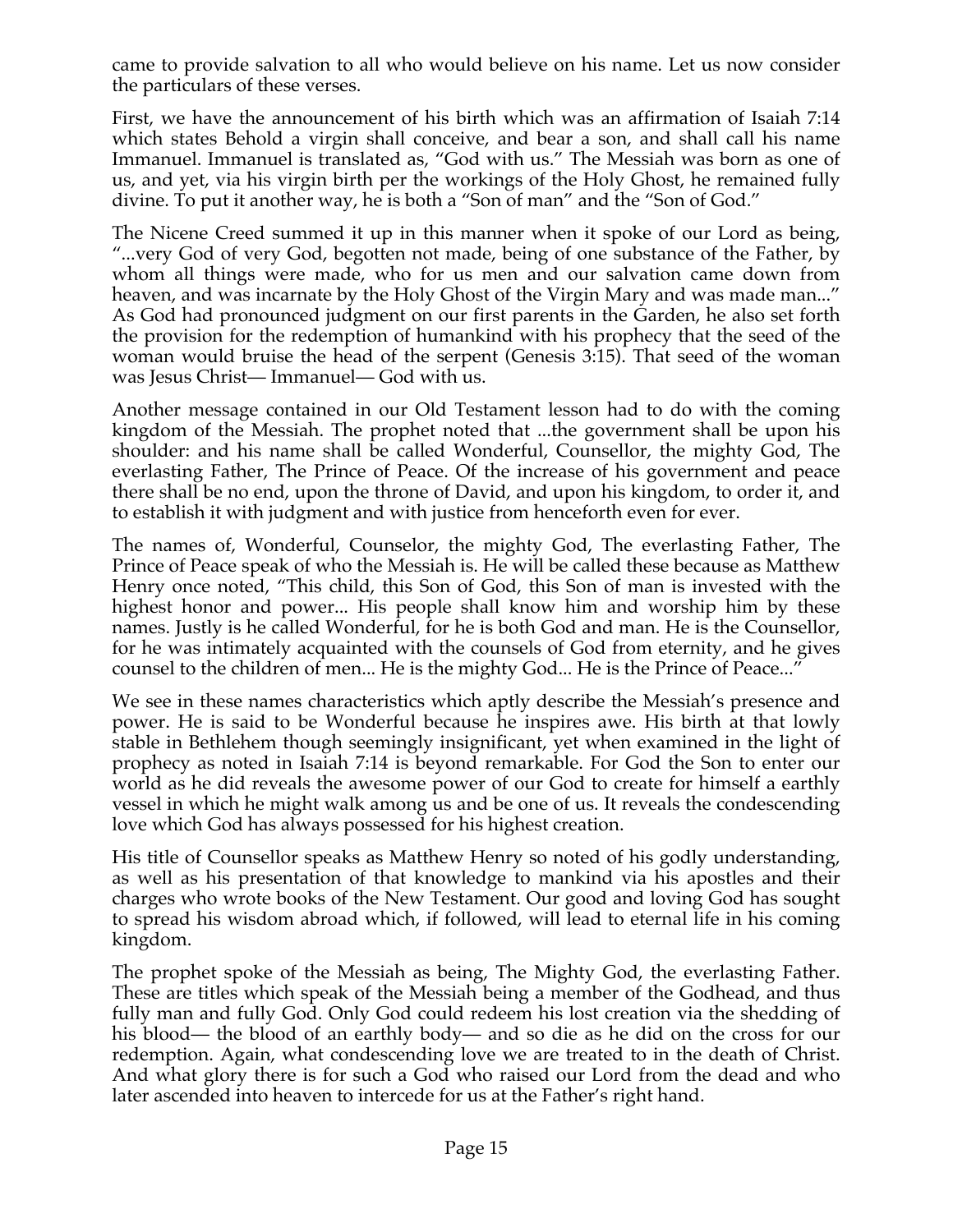came to provide salvation to all who would believe on his name. Let us now consider the particulars of these verses.

First, we have the announcement of his birth which was an affirmation of Isaiah 7:14 which states Behold a virgin shall conceive, and bear a son, and shall call his name Immanuel. Immanuel is translated as, "God with us." The Messiah was born as one of us, and yet, via his virgin birth per the workings of the Holy Ghost, he remained fully divine. To put it another way, he is both a "Son of man" and the "Son of God."

The Nicene Creed summed it up in this manner when it spoke of our Lord as being, "...very God of very God, begotten not made, being of one substance of the Father, by whom all things were made, who for us men and our salvation came down from heaven, and was incarnate by the Holy Ghost of the Virgin Mary and was made man..." As God had pronounced judgment on our first parents in the Garden, he also set forth the provision for the redemption of humankind with his prophecy that the seed of the woman would bruise the head of the serpent (Genesis 3:15). That seed of the woman was Jesus Christ— Immanuel— God with us.

Another message contained in our Old Testament lesson had to do with the coming kingdom of the Messiah. The prophet noted that ...the government shall be upon his shoulder: and his name shall be called Wonderful, Counsellor, the mighty God, The everlasting Father, The Prince of Peace. Of the increase of his government and peace there shall be no end, upon the throne of David, and upon his kingdom, to order it, and to establish it with judgment and with justice from henceforth even for ever.

The names of, Wonderful, Counselor, the mighty God, The everlasting Father, The Prince of Peace speak of who the Messiah is. He will be called these because as Matthew Henry once noted, "This child, this Son of God, this Son of man is invested with the highest honor and power... His people shall know him and worship him by these names. Justly is he called Wonderful, for he is both God and man. He is the Counsellor, for he was intimately acquainted with the counsels of God from eternity, and he gives counsel to the children of men... He is the mighty God... He is the Prince of Peace..."

We see in these names characteristics which aptly describe the Messiah's presence and power. He is said to be Wonderful because he inspires awe. His birth at that lowly stable in Bethlehem though seemingly insignificant, yet when examined in the light of prophecy as noted in Isaiah 7:14 is beyond remarkable. For God the Son to enter our world as he did reveals the awesome power of our God to create for himself a earthly vessel in which he might walk among us and be one of us. It reveals the condescending love which God has always possessed for his highest creation.

His title of Counsellor speaks as Matthew Henry so noted of his godly understanding, as well as his presentation of that knowledge to mankind via his apostles and their charges who wrote books of the New Testament. Our good and loving God has sought to spread his wisdom abroad which, if followed, will lead to eternal life in his coming kingdom.

The prophet spoke of the Messiah as being, The Mighty God, the everlasting Father. These are titles which speak of the Messiah being a member of the Godhead, and thus fully man and fully God. Only God could redeem his lost creation via the shedding of his blood— the blood of an earthly body— and so die as he did on the cross for our redemption. Again, what condescending love we are treated to in the death of Christ. And what glory there is for such a God who raised our Lord from the dead and who later ascended into heaven to intercede for us at the Father's right hand.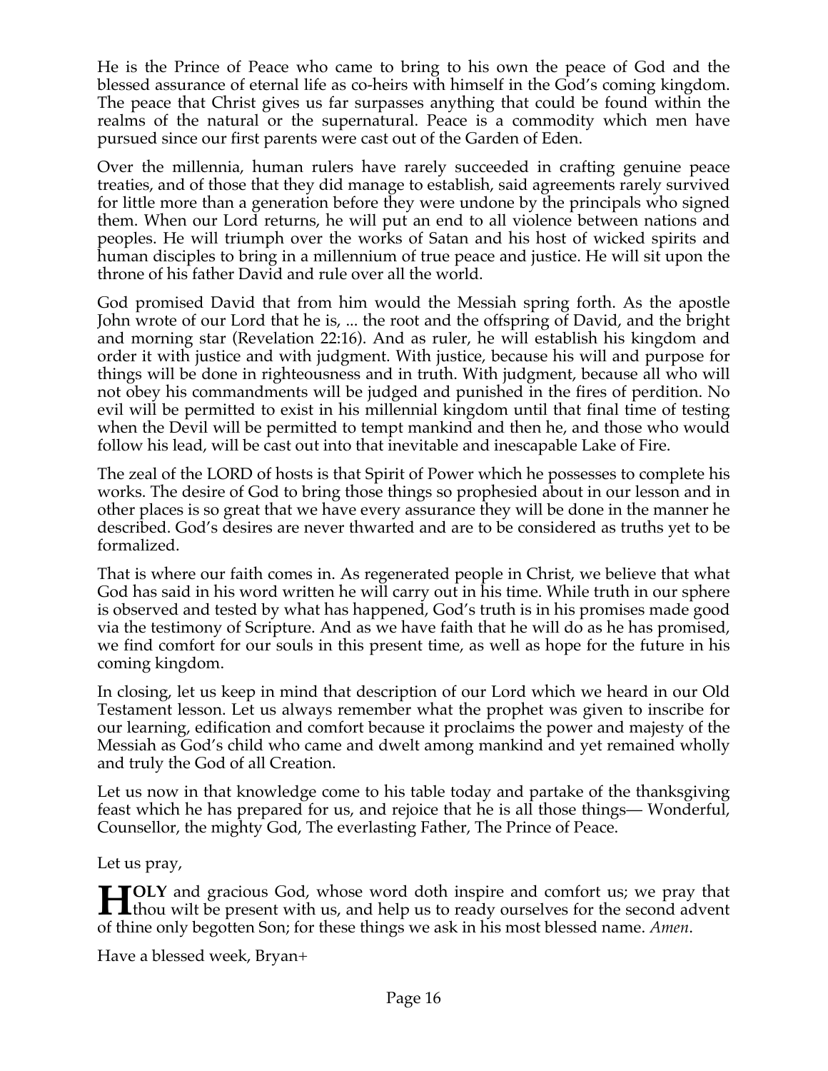He is the Prince of Peace who came to bring to his own the peace of God and the blessed assurance of eternal life as co-heirs with himself in the God's coming kingdom. The peace that Christ gives us far surpasses anything that could be found within the realms of the natural or the supernatural. Peace is a commodity which men have pursued since our first parents were cast out of the Garden of Eden.

Over the millennia, human rulers have rarely succeeded in crafting genuine peace treaties, and of those that they did manage to establish, said agreements rarely survived for little more than a generation before they were undone by the principals who signed them. When our Lord returns, he will put an end to all violence between nations and peoples. He will triumph over the works of Satan and his host of wicked spirits and human disciples to bring in a millennium of true peace and justice. He will sit upon the throne of his father David and rule over all the world.

God promised David that from him would the Messiah spring forth. As the apostle John wrote of our Lord that he is, ... the root and the offspring of David, and the bright and morning star (Revelation 22:16). And as ruler, he will establish his kingdom and order it with justice and with judgment. With justice, because his will and purpose for things will be done in righteousness and in truth. With judgment, because all who will not obey his commandments will be judged and punished in the fires of perdition. No evil will be permitted to exist in his millennial kingdom until that final time of testing when the Devil will be permitted to tempt mankind and then he, and those who would follow his lead, will be cast out into that inevitable and inescapable Lake of Fire.

The zeal of the LORD of hosts is that Spirit of Power which he possesses to complete his works. The desire of God to bring those things so prophesied about in our lesson and in other places is so great that we have every assurance they will be done in the manner he described. God's desires are never thwarted and are to be considered as truths yet to be formalized.

That is where our faith comes in. As regenerated people in Christ, we believe that what God has said in his word written he will carry out in his time. While truth in our sphere is observed and tested by what has happened, God's truth is in his promises made good via the testimony of Scripture. And as we have faith that he will do as he has promised, we find comfort for our souls in this present time, as well as hope for the future in his coming kingdom.

In closing, let us keep in mind that description of our Lord which we heard in our Old Testament lesson. Let us always remember what the prophet was given to inscribe for our learning, edification and comfort because it proclaims the power and majesty of the Messiah as God's child who came and dwelt among mankind and yet remained wholly and truly the God of all Creation.

Let us now in that knowledge come to his table today and partake of the thanksgiving feast which he has prepared for us, and rejoice that he is all those things— Wonderful, Counsellor, the mighty God, The everlasting Father, The Prince of Peace.

Let us pray,

**HOLY** and gracious God, whose word doth inspire and comfort us; we pray that thou wilt be present with us, and help us to ready ourselves for the second advent of thine only begotten Son; for these things we ask in his most blessed name. *Amen*.

Have a blessed week, Bryan+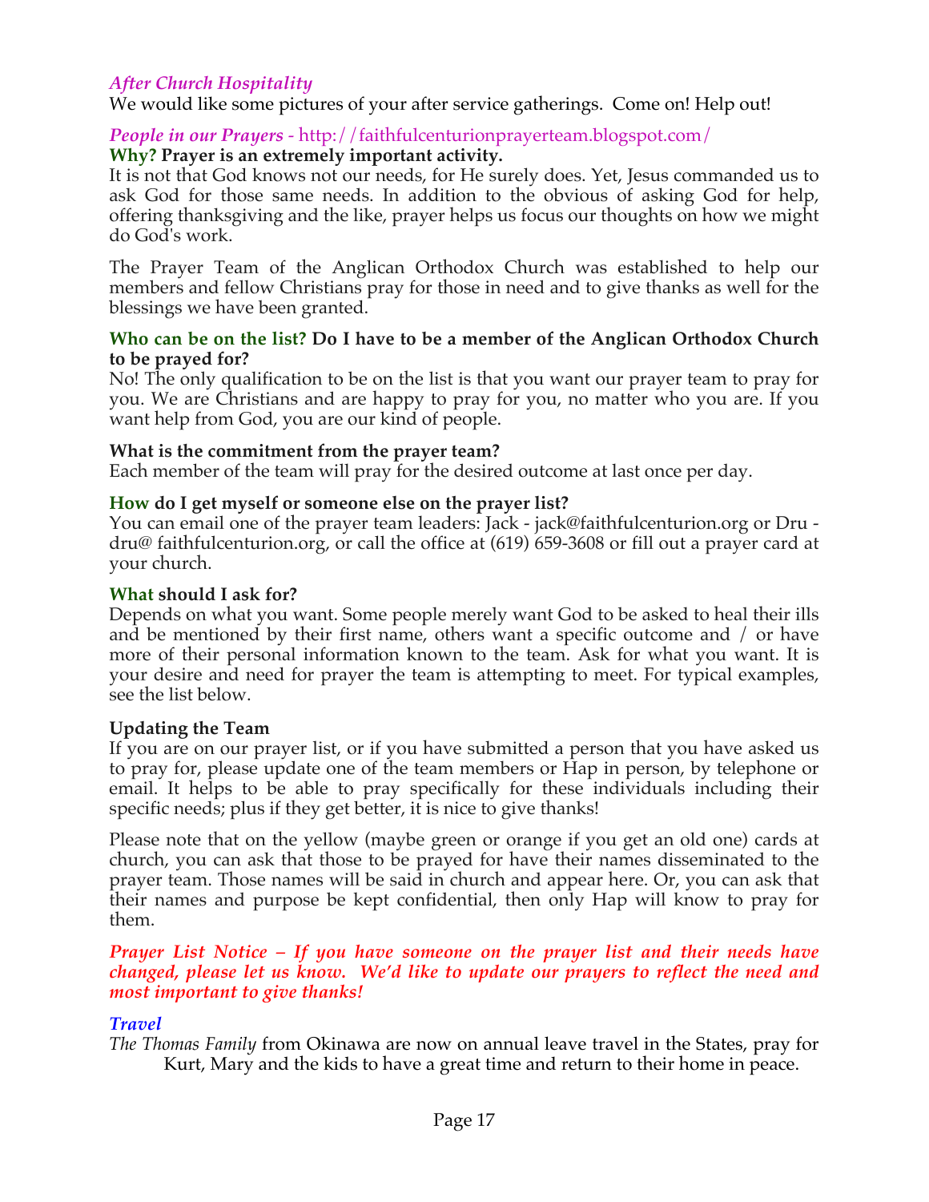### *After Church Hospitality*

We would like some pictures of your after service gatherings. Come on! Help out!

### *People in our Prayers* - http://faithfulcenturionprayerteam.blogspot.com/

**Why? Prayer is an extremely important activity.**

It is not that God knows not our needs, for He surely does. Yet, Jesus commanded us to ask God for those same needs. In addition to the obvious of asking God for help, offering thanksgiving and the like, prayer helps us focus our thoughts on how we might do God's work.

The Prayer Team of the Anglican Orthodox Church was established to help our members and fellow Christians pray for those in need and to give thanks as well for the blessings we have been granted.

**Who can be on the list? Do I have to be a member of the Anglican Orthodox Church to be prayed for?**

No! The only qualification to be on the list is that you want our prayer team to pray for you. We are Christians and are happy to pray for you, no matter who you are. If you want help from God, you are our kind of people.

**What is the commitment from the prayer team?**

Each member of the team will pray for the desired outcome at last once per day.

**How do I get myself or someone else on the prayer list?**

You can email one of the prayer team leaders: Jack - jack@faithfulcenturion.org or Dru - dru@ faithfulcenturion.org, or call the office at (619) 659-3608 or fill out a prayer card at your church.

**What should I ask for?**

Depends on what you want. Some people merely want God to be asked to heal their ills and be mentioned by their first name, others want a specific outcome and / or have more of their personal information known to the team. Ask for what you want. It is your desire and need for prayer the team is attempting to meet. For typical examples, see the list below.

**Updating the Team**

If you are on our prayer list, or if you have submitted a person that you have asked us to pray for, please update one of the team members or Hap in person, by telephone or email. It helps to be able to pray specifically for these individuals including their specific needs; plus if they get better, it is nice to give thanks!

Please note that on the yellow (maybe green or orange if you get an old one) cards at church, you can ask that those to be prayed for have their names disseminated to the prayer team. Those names will be said in church and appear here. Or, you can ask that their names and purpose be kept confidential, then only Hap will know to pray for them.

***Prayer List Notice – If you have someone on the prayer list and their needs have changed, please let us know. We'd like to update our prayers to reflect the need and most important to give thanks!***

### *Travel*

*The Thomas Family* from Okinawa are now on annual leave travel in the States, pray for Kurt, Mary and the kids to have a great time and return to their home in peace.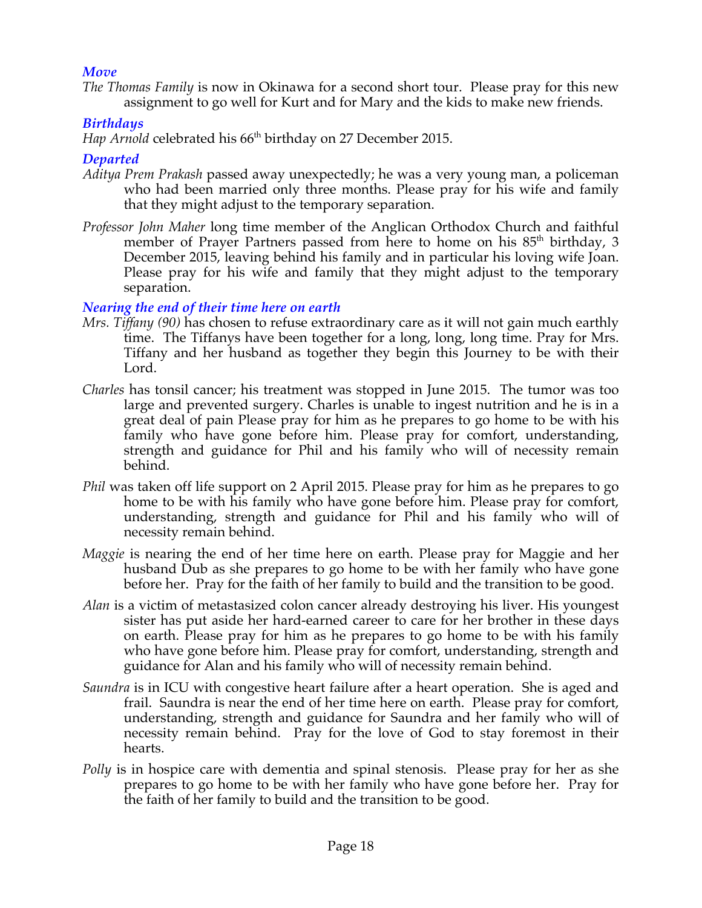### *Move*

*The Thomas Family* is now in Okinawa for a second short tour. Please pray for this new assignment to go well for Kurt and for Mary and the kids to make new friends.

### *Birthdays*

*Hap Arnold* celebrated his 66th birthday on 27 December 2015.

### *Departed*

*Aditya Prem Prakash* passed away unexpectedly; he was a very young man, a policeman who had been married only three months. Please pray for his wife and family that they might adjust to the temporary separation.

*Professor John Maher* long time member of the Anglican Orthodox Church and faithful member of Prayer Partners passed from here to home on his 85th birthday, 3 December 2015, leaving behind his family and in particular his loving wife Joan. Please pray for his wife and family that they might adjust to the temporary separation.

### *Nearing the end of their time here on earth*

*Mrs. Tiffany (90)* has chosen to refuse extraordinary care as it will not gain much earthly time. The Tiffanys have been together for a long, long, long time. Pray for Mrs. Tiffany and her husband as together they begin this Journey to be with their Lord.

*Charles* has tonsil cancer; his treatment was stopped in June 2015. The tumor was too large and prevented surgery. Charles is unable to ingest nutrition and he is in a great deal of pain Please pray for him as he prepares to go home to be with his family who have gone before him. Please pray for comfort, understanding, strength and guidance for Phil and his family who will of necessity remain behind.

*Phil* was taken off life support on 2 April 2015. Please pray for him as he prepares to go home to be with his family who have gone before him. Please pray for comfort, understanding, strength and guidance for Phil and his family who will of necessity remain behind.

*Maggie* is nearing the end of her time here on earth. Please pray for Maggie and her husband Dub as she prepares to go home to be with her family who have gone before her. Pray for the faith of her family to build and the transition to be good.

*Alan* is a victim of metastasized colon cancer already destroying his liver. His youngest sister has put aside her hard-earned career to care for her brother in these days on earth. Please pray for him as he prepares to go home to be with his family who have gone before him. Please pray for comfort, understanding, strength and guidance for Alan and his family who will of necessity remain behind.

*Saundra* is in ICU with congestive heart failure after a heart operation. She is aged and frail. Saundra is near the end of her time here on earth. Please pray for comfort, understanding, strength and guidance for Saundra and her family who will of necessity remain behind. Pray for the love of God to stay foremost in their hearts.

*Polly* is in hospice care with dementia and spinal stenosis. Please pray for her as she prepares to go home to be with her family who have gone before her. Pray for the faith of her family to build and the transition to be good.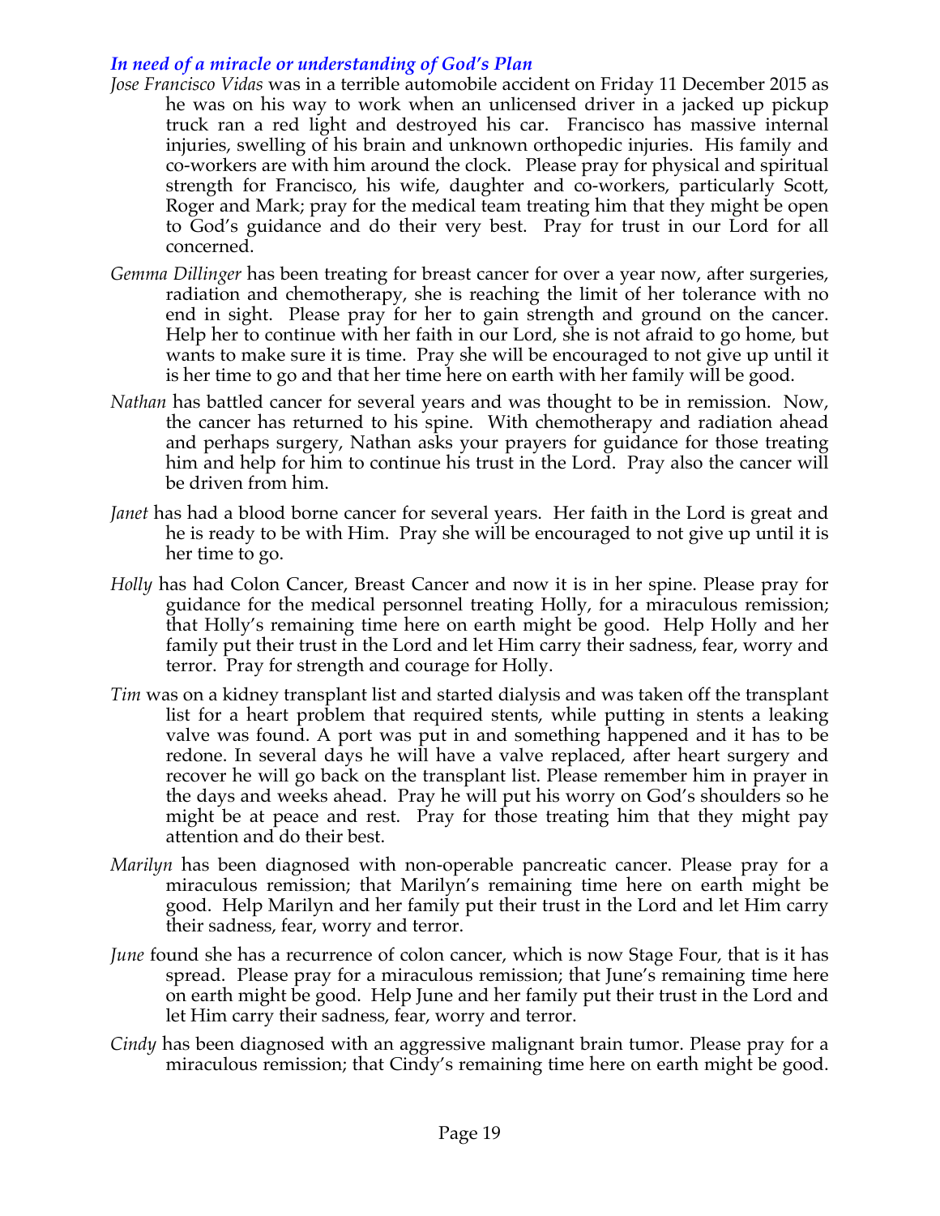### *In need of a miracle or understanding of God's Plan*

*Jose Francisco Vidas* was in a terrible automobile accident on Friday 11 December 2015 as he was on his way to work when an unlicensed driver in a jacked up pickup truck ran a red light and destroyed his car. Francisco has massive internal injuries, swelling of his brain and unknown orthopedic injuries. His family and co-workers are with him around the clock. Please pray for physical and spiritual strength for Francisco, his wife, daughter and co-workers, particularly Scott, Roger and Mark; pray for the medical team treating him that they might be open to God's guidance and do their very best. Pray for trust in our Lord for all concerned.

*Gemma Dillinger* has been treating for breast cancer for over a year now, after surgeries, radiation and chemotherapy, she is reaching the limit of her tolerance with no end in sight. Please pray for her to gain strength and ground on the cancer. Help her to continue with her faith in our Lord, she is not afraid to go home, but wants to make sure it is time. Pray she will be encouraged to not give up until it is her time to go and that her time here on earth with her family will be good.

*Nathan* has battled cancer for several years and was thought to be in remission. Now, the cancer has returned to his spine. With chemotherapy and radiation ahead and perhaps surgery, Nathan asks your prayers for guidance for those treating him and help for him to continue his trust in the Lord. Pray also the cancer will be driven from him.

*Janet* has had a blood borne cancer for several years. Her faith in the Lord is great and he is ready to be with Him. Pray she will be encouraged to not give up until it is her time to go.

*Holly* has had Colon Cancer, Breast Cancer and now it is in her spine. Please pray for guidance for the medical personnel treating Holly, for a miraculous remission; that Holly's remaining time here on earth might be good. Help Holly and her family put their trust in the Lord and let Him carry their sadness, fear, worry and terror. Pray for strength and courage for Holly.

*Tim* was on a kidney transplant list and started dialysis and was taken off the transplant list for a heart problem that required stents, while putting in stents a leaking valve was found. A port was put in and something happened and it has to be redone. In several days he will have a valve replaced, after heart surgery and recover he will go back on the transplant list. Please remember him in prayer in the days and weeks ahead. Pray he will put his worry on God's shoulders so he might be at peace and rest. Pray for those treating him that they might pay attention and do their best.

*Marilyn* has been diagnosed with non-operable pancreatic cancer. Please pray for a miraculous remission; that Marilyn's remaining time here on earth might be good. Help Marilyn and her family put their trust in the Lord and let Him carry their sadness, fear, worry and terror.

*June* found she has a recurrence of colon cancer, which is now Stage Four, that is it has spread. Please pray for a miraculous remission; that June's remaining time here on earth might be good. Help June and her family put their trust in the Lord and let Him carry their sadness, fear, worry and terror.

*Cindy* has been diagnosed with an aggressive malignant brain tumor. Please pray for a miraculous remission; that Cindy's remaining time here on earth might be good.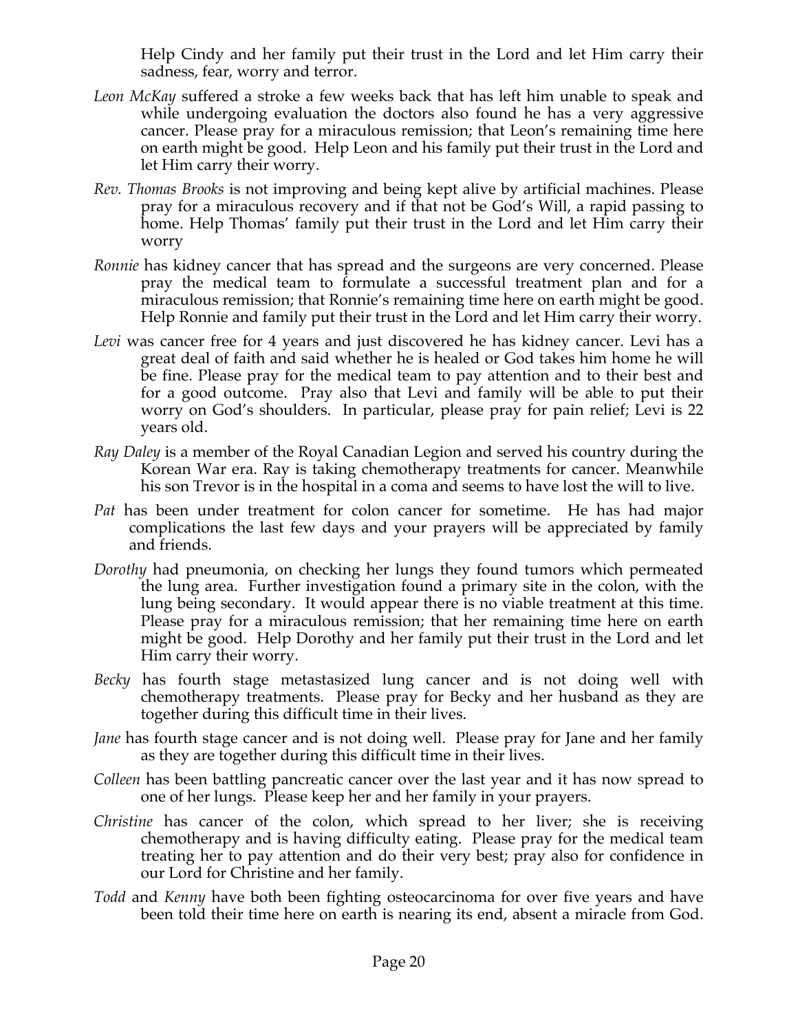Help Cindy and her family put their trust in the Lord and let Him carry their sadness, fear, worry and terror.

*Leon McKay* suffered a stroke a few weeks back that has left him unable to speak and while undergoing evaluation the doctors also found he has a very aggressive cancer. Please pray for a miraculous remission; that Leon's remaining time here on earth might be good. Help Leon and his family put their trust in the Lord and let Him carry their worry.

*Rev. Thomas Brooks* is not improving and being kept alive by artificial machines. Please pray for a miraculous recovery and if that not be God's Will, a rapid passing to home. Help Thomas' family put their trust in the Lord and let Him carry their worry

*Ronnie* has kidney cancer that has spread and the surgeons are very concerned. Please pray the medical team to formulate a successful treatment plan and for a miraculous remission; that Ronnie's remaining time here on earth might be good. Help Ronnie and family put their trust in the Lord and let Him carry their worry.

*Levi* was cancer free for 4 years and just discovered he has kidney cancer. Levi has a great deal of faith and said whether he is healed or God takes him home he will be fine. Please pray for the medical team to pay attention and to their best and for a good outcome. Pray also that Levi and family will be able to put their worry on God's shoulders. In particular, please pray for pain relief; Levi is 22 years old.

*Ray Daley* is a member of the Royal Canadian Legion and served his country during the Korean War era. Ray is taking chemotherapy treatments for cancer. Meanwhile his son Trevor is in the hospital in a coma and seems to have lost the will to live.

*Pat* has been under treatment for colon cancer for sometime. He has had major complications the last few days and your prayers will be appreciated by family and friends.

*Dorothy* had pneumonia, on checking her lungs they found tumors which permeated the lung area. Further investigation found a primary site in the colon, with the lung being secondary. It would appear there is no viable treatment at this time. Please pray for a miraculous remission; that her remaining time here on earth might be good. Help Dorothy and her family put their trust in the Lord and let Him carry their worry.

*Becky* has fourth stage metastasized lung cancer and is not doing well with chemotherapy treatments. Please pray for Becky and her husband as they are together during this difficult time in their lives.

*Jane* has fourth stage cancer and is not doing well. Please pray for Jane and her family as they are together during this difficult time in their lives.

*Colleen* has been battling pancreatic cancer over the last year and it has now spread to one of her lungs. Please keep her and her family in your prayers.

*Christine* has cancer of the colon, which spread to her liver; she is receiving chemotherapy and is having difficulty eating. Please pray for the medical team treating her to pay attention and do their very best; pray also for confidence in our Lord for Christine and her family.

*Todd* and *Kenny* have both been fighting osteocarcinoma for over five years and have been told their time here on earth is nearing its end, absent a miracle from God.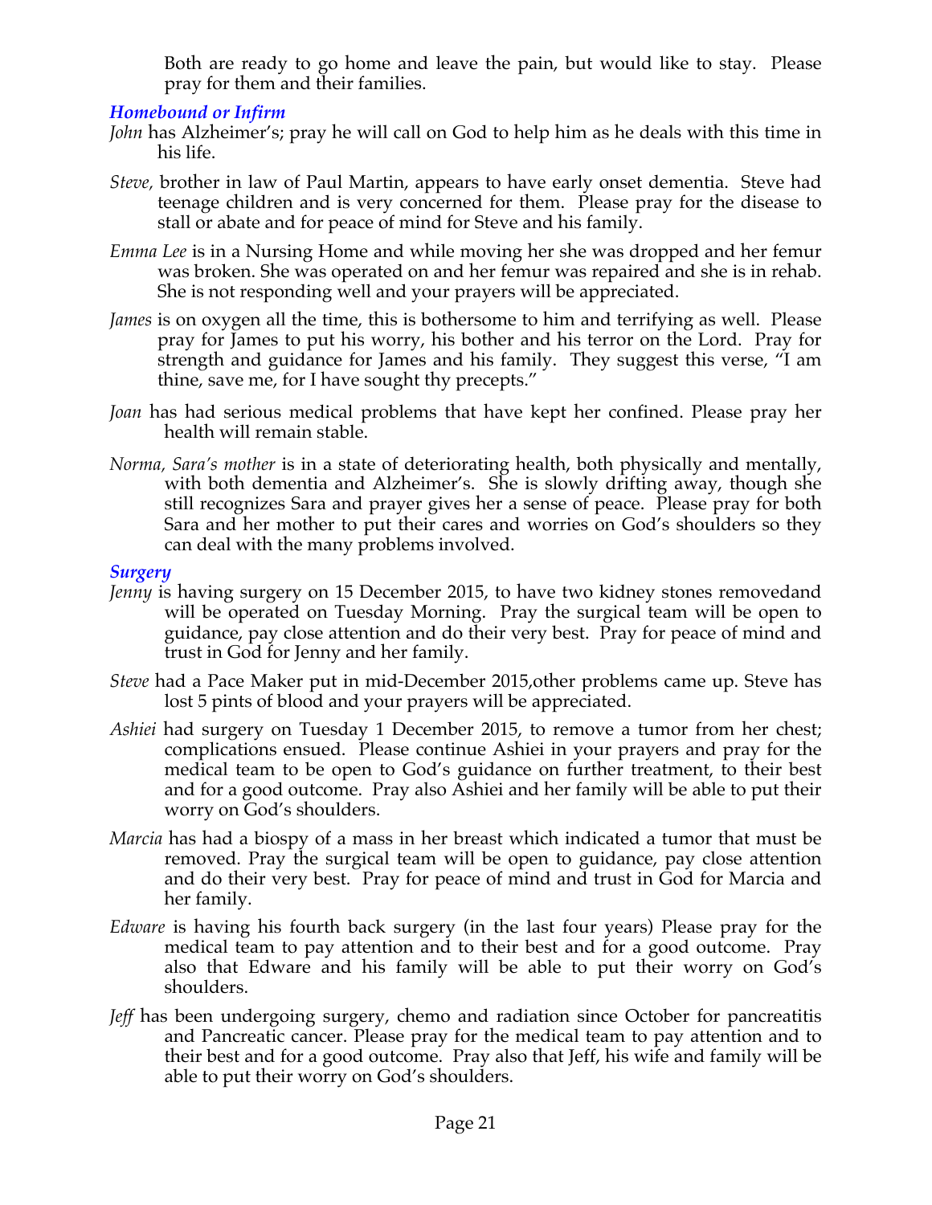Both are ready to go home and leave the pain, but would like to stay. Please pray for them and their families.

### *Homebound or Infirm*

*John* has Alzheimer's; pray he will call on God to help him as he deals with this time in his life.

*Steve,* brother in law of Paul Martin, appears to have early onset dementia. Steve had teenage children and is very concerned for them. Please pray for the disease to stall or abate and for peace of mind for Steve and his family.

*Emma Lee* is in a Nursing Home and while moving her she was dropped and her femur was broken. She was operated on and her femur was repaired and she is in rehab. She is not responding well and your prayers will be appreciated.

*James* is on oxygen all the time, this is bothersome to him and terrifying as well. Please pray for James to put his worry, his bother and his terror on the Lord. Pray for strength and guidance for James and his family. They suggest this verse, "I am thine, save me, for I have sought thy precepts."

*Joan* has had serious medical problems that have kept her confined. Please pray her health will remain stable.

*Norma, Sara's mother* is in a state of deteriorating health, both physically and mentally, with both dementia and Alzheimer's. She is slowly drifting away, though she still recognizes Sara and prayer gives her a sense of peace. Please pray for both Sara and her mother to put their cares and worries on God's shoulders so they can deal with the many problems involved.

### *Surgery*

*Jenny* is having surgery on 15 December 2015, to have two kidney stones removedand will be operated on Tuesday Morning. Pray the surgical team will be open to guidance, pay close attention and do their very best. Pray for peace of mind and trust in God for Jenny and her family.

*Steve* had a Pace Maker put in mid-December 2015,other problems came up. Steve has lost 5 pints of blood and your prayers will be appreciated.

*Ashiei* had surgery on Tuesday 1 December 2015, to remove a tumor from her chest; complications ensued. Please continue Ashiei in your prayers and pray for the medical team to be open to God's guidance on further treatment, to their best and for a good outcome. Pray also Ashiei and her family will be able to put their worry on God's shoulders.

*Marcia* has had a biospy of a mass in her breast which indicated a tumor that must be removed. Pray the surgical team will be open to guidance, pay close attention and do their very best. Pray for peace of mind and trust in God for Marcia and her family.

*Edware* is having his fourth back surgery (in the last four years) Please pray for the medical team to pay attention and to their best and for a good outcome. Pray also that Edware and his family will be able to put their worry on God's shoulders.

*Jeff* has been undergoing surgery, chemo and radiation since October for pancreatitis and Pancreatic cancer. Please pray for the medical team to pay attention and to their best and for a good outcome. Pray also that Jeff, his wife and family will be able to put their worry on God's shoulders.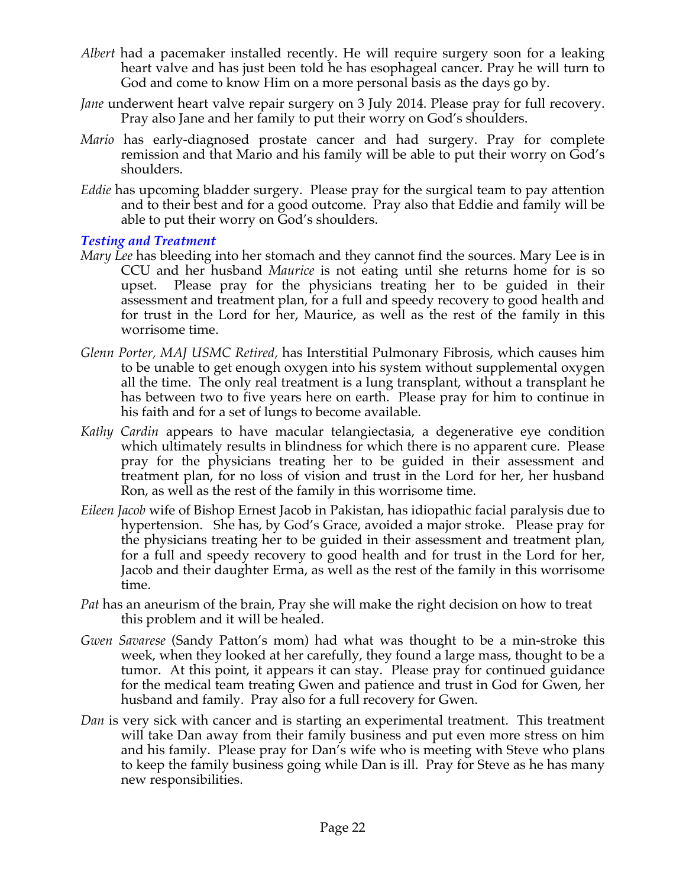*Albert* had a pacemaker installed recently. He will require surgery soon for a leaking heart valve and has just been told he has esophageal cancer. Pray he will turn to God and come to know Him on a more personal basis as the days go by.

*Jane* underwent heart valve repair surgery on 3 July 2014. Please pray for full recovery. Pray also Jane and her family to put their worry on God's shoulders.

*Mario* has early-diagnosed prostate cancer and had surgery. Pray for complete remission and that Mario and his family will be able to put their worry on God's shoulders.

*Eddie* has upcoming bladder surgery. Please pray for the surgical team to pay attention and to their best and for a good outcome. Pray also that Eddie and family will be able to put their worry on God's shoulders.

### *Testing and Treatment*

*Mary Lee* has bleeding into her stomach and they cannot find the sources. Mary Lee is in CCU and her husband *Maurice* is not eating until she returns home for is so upset. Please pray for the physicians treating her to be guided in their assessment and treatment plan, for a full and speedy recovery to good health and for trust in the Lord for her, Maurice, as well as the rest of the family in this worrisome time.

*Glenn Porter, MAJ USMC Retired,* has Interstitial Pulmonary Fibrosis, which causes him to be unable to get enough oxygen into his system without supplemental oxygen all the time. The only real treatment is a lung transplant, without a transplant he has between two to five years here on earth. Please pray for him to continue in his faith and for a set of lungs to become available.

*Kathy Cardin* appears to have macular telangiectasia, a degenerative eye condition which ultimately results in blindness for which there is no apparent cure. Please pray for the physicians treating her to be guided in their assessment and treatment plan, for no loss of vision and trust in the Lord for her, her husband Ron, as well as the rest of the family in this worrisome time.

*Eileen Jacob* wife of Bishop Ernest Jacob in Pakistan, has idiopathic facial paralysis due to hypertension. She has, by God's Grace, avoided a major stroke. Please pray for the physicians treating her to be guided in their assessment and treatment plan, for a full and speedy recovery to good health and for trust in the Lord for her, Jacob and their daughter Erma, as well as the rest of the family in this worrisome time.

*Pat* has an aneurism of the brain, Pray she will make the right decision on how to treat this problem and it will be healed.

*Gwen Savarese* (Sandy Patton's mom) had what was thought to be a min-stroke this week, when they looked at her carefully, they found a large mass, thought to be a tumor. At this point, it appears it can stay. Please pray for continued guidance for the medical team treating Gwen and patience and trust in God for Gwen, her husband and family. Pray also for a full recovery for Gwen.

*Dan* is very sick with cancer and is starting an experimental treatment. This treatment will take Dan away from their family business and put even more stress on him and his family. Please pray for Dan's wife who is meeting with Steve who plans to keep the family business going while Dan is ill. Pray for Steve as he has many new responsibilities.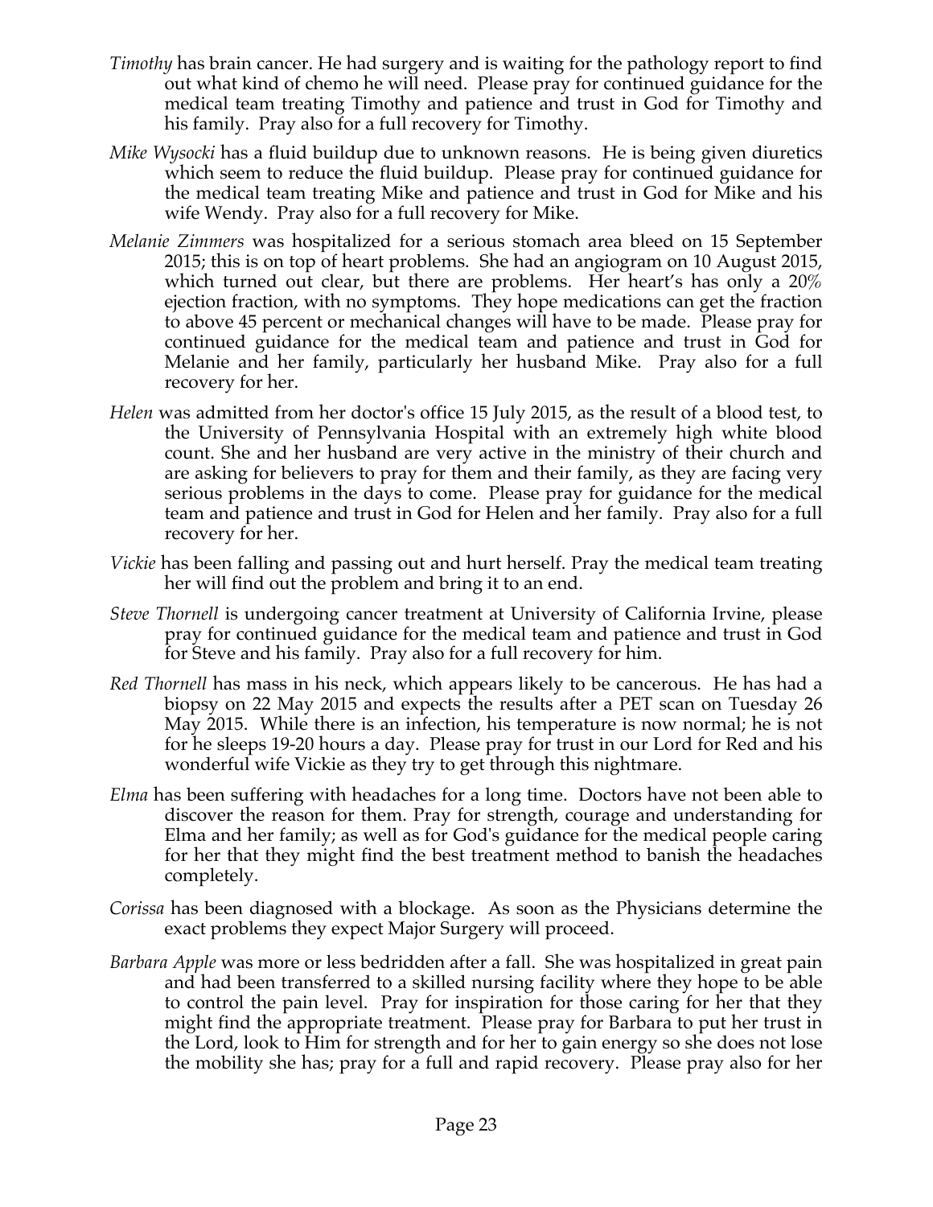*Timothy* has brain cancer. He had surgery and is waiting for the pathology report to find out what kind of chemo he will need. Please pray for continued guidance for the medical team treating Timothy and patience and trust in God for Timothy and his family. Pray also for a full recovery for Timothy.

*Mike Wysocki* has a fluid buildup due to unknown reasons. He is being given diuretics which seem to reduce the fluid buildup. Please pray for continued guidance for the medical team treating Mike and patience and trust in God for Mike and his wife Wendy. Pray also for a full recovery for Mike.

*Melanie Zimmers* was hospitalized for a serious stomach area bleed on 15 September 2015; this is on top of heart problems. She had an angiogram on 10 August 2015, which turned out clear, but there are problems. Her heart's has only a 20% ejection fraction, with no symptoms. They hope medications can get the fraction to above 45 percent or mechanical changes will have to be made. Please pray for continued guidance for the medical team and patience and trust in God for Melanie and her family, particularly her husband Mike. Pray also for a full recovery for her.

*Helen* was admitted from her doctor's office 15 July 2015, as the result of a blood test, to the University of Pennsylvania Hospital with an extremely high white blood count. She and her husband are very active in the ministry of their church and are asking for believers to pray for them and their family, as they are facing very serious problems in the days to come. Please pray for guidance for the medical team and patience and trust in God for Helen and her family. Pray also for a full recovery for her.

*Vickie* has been falling and passing out and hurt herself. Pray the medical team treating her will find out the problem and bring it to an end.

*Steve Thornell* is undergoing cancer treatment at University of California Irvine, please pray for continued guidance for the medical team and patience and trust in God for Steve and his family. Pray also for a full recovery for him.

*Red Thornell* has mass in his neck, which appears likely to be cancerous. He has had a biopsy on 22 May 2015 and expects the results after a PET scan on Tuesday 26 May 2015. While there is an infection, his temperature is now normal; he is not for he sleeps 19-20 hours a day. Please pray for trust in our Lord for Red and his wonderful wife Vickie as they try to get through this nightmare.

*Elma* has been suffering with headaches for a long time. Doctors have not been able to discover the reason for them. Pray for strength, courage and understanding for Elma and her family; as well as for God's guidance for the medical people caring for her that they might find the best treatment method to banish the headaches completely.

*Corissa* has been diagnosed with a blockage. As soon as the Physicians determine the exact problems they expect Major Surgery will proceed.

*Barbara Apple* was more or less bedridden after a fall. She was hospitalized in great pain and had been transferred to a skilled nursing facility where they hope to be able to control the pain level. Pray for inspiration for those caring for her that they might find the appropriate treatment. Please pray for Barbara to put her trust in the Lord, look to Him for strength and for her to gain energy so she does not lose the mobility she has; pray for a full and rapid recovery. Please pray also for her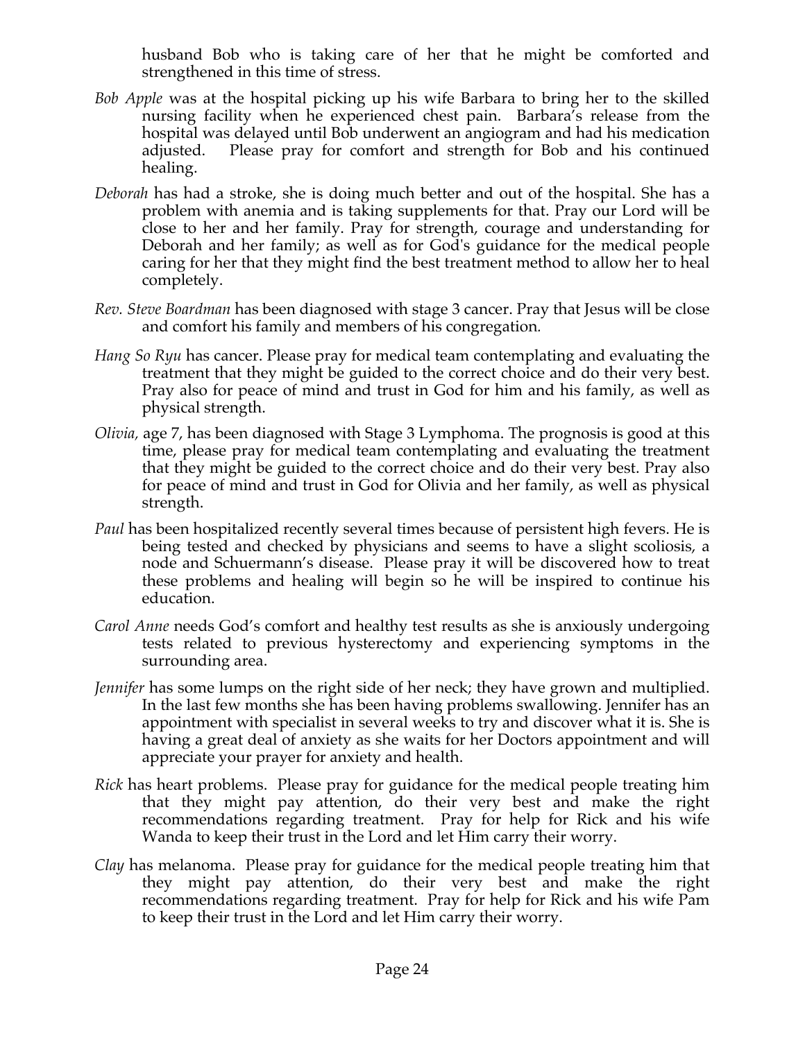husband Bob who is taking care of her that he might be comforted and strengthened in this time of stress.

*Bob Apple* was at the hospital picking up his wife Barbara to bring her to the skilled nursing facility when he experienced chest pain. Barbara's release from the hospital was delayed until Bob underwent an angiogram and had his medication adjusted. Please pray for comfort and strength for Bob and his continued healing.

*Deborah* has had a stroke, she is doing much better and out of the hospital. She has a problem with anemia and is taking supplements for that. Pray our Lord will be close to her and her family. Pray for strength, courage and understanding for Deborah and her family; as well as for God's guidance for the medical people caring for her that they might find the best treatment method to allow her to heal completely.

*Rev. Steve Boardman* has been diagnosed with stage 3 cancer. Pray that Jesus will be close and comfort his family and members of his congregation.

*Hang So Ryu* has cancer. Please pray for medical team contemplating and evaluating the treatment that they might be guided to the correct choice and do their very best. Pray also for peace of mind and trust in God for him and his family, as well as physical strength.

*Olivia,* age 7, has been diagnosed with Stage 3 Lymphoma. The prognosis is good at this time, please pray for medical team contemplating and evaluating the treatment that they might be guided to the correct choice and do their very best. Pray also for peace of mind and trust in God for Olivia and her family, as well as physical strength.

*Paul* has been hospitalized recently several times because of persistent high fevers. He is being tested and checked by physicians and seems to have a slight scoliosis, a node and Schuermann's disease. Please pray it will be discovered how to treat these problems and healing will begin so he will be inspired to continue his education.

*Carol Anne* needs God's comfort and healthy test results as she is anxiously undergoing tests related to previous hysterectomy and experiencing symptoms in the surrounding area.

*Jennifer* has some lumps on the right side of her neck; they have grown and multiplied. In the last few months she has been having problems swallowing. Jennifer has an appointment with specialist in several weeks to try and discover what it is. She is having a great deal of anxiety as she waits for her Doctors appointment and will appreciate your prayer for anxiety and health.

*Rick* has heart problems. Please pray for guidance for the medical people treating him that they might pay attention, do their very best and make the right recommendations regarding treatment. Pray for help for Rick and his wife Wanda to keep their trust in the Lord and let Him carry their worry.

*Clay* has melanoma. Please pray for guidance for the medical people treating him that they might pay attention, do their very best and make the right recommendations regarding treatment. Pray for help for Rick and his wife Pam to keep their trust in the Lord and let Him carry their worry.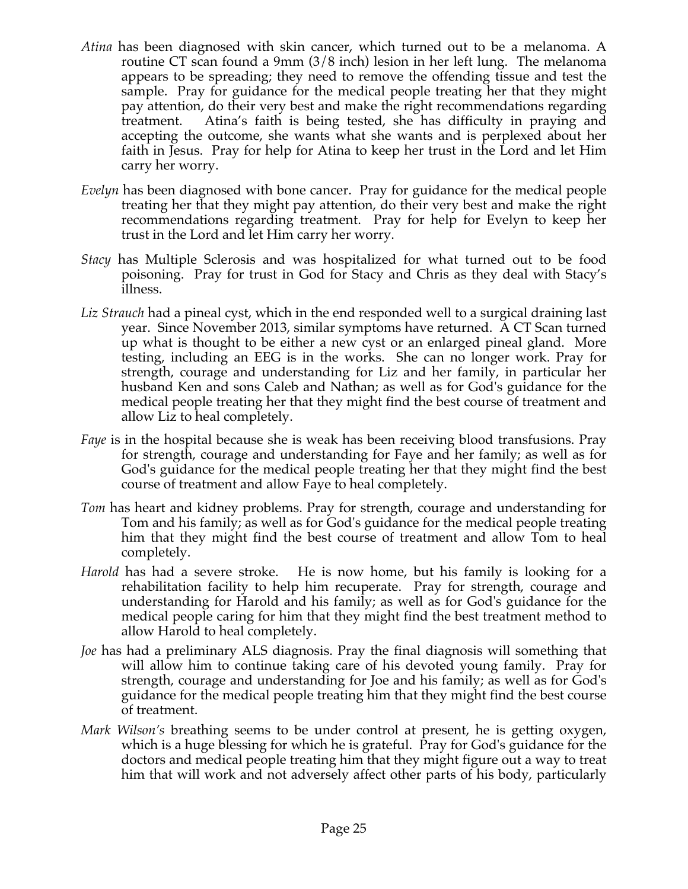*Atina* has been diagnosed with skin cancer, which turned out to be a melanoma. A routine CT scan found a 9mm (3/8 inch) lesion in her left lung. The melanoma appears to be spreading; they need to remove the offending tissue and test the sample. Pray for guidance for the medical people treating her that they might pay attention, do their very best and make the right recommendations regarding treatment. Atina's faith is being tested, she has difficulty in praying and accepting the outcome, she wants what she wants and is perplexed about her faith in Jesus. Pray for help for Atina to keep her trust in the Lord and let Him carry her worry.

*Evelyn* has been diagnosed with bone cancer. Pray for guidance for the medical people treating her that they might pay attention, do their very best and make the right recommendations regarding treatment. Pray for help for Evelyn to keep her trust in the Lord and let Him carry her worry.

*Stacy* has Multiple Sclerosis and was hospitalized for what turned out to be food poisoning. Pray for trust in God for Stacy and Chris as they deal with Stacy's illness.

*Liz Strauch* had a pineal cyst, which in the end responded well to a surgical draining last year. Since November 2013, similar symptoms have returned. A CT Scan turned up what is thought to be either a new cyst or an enlarged pineal gland. More testing, including an EEG is in the works. She can no longer work. Pray for strength, courage and understanding for Liz and her family, in particular her husband Ken and sons Caleb and Nathan; as well as for God's guidance for the medical people treating her that they might find the best course of treatment and allow Liz to heal completely.

*Faye* is in the hospital because she is weak has been receiving blood transfusions. Pray for strength, courage and understanding for Faye and her family; as well as for God's guidance for the medical people treating her that they might find the best course of treatment and allow Faye to heal completely.

*Tom* has heart and kidney problems. Pray for strength, courage and understanding for Tom and his family; as well as for God's guidance for the medical people treating him that they might find the best course of treatment and allow Tom to heal completely.

*Harold* has had a severe stroke. He is now home, but his family is looking for a rehabilitation facility to help him recuperate. Pray for strength, courage and understanding for Harold and his family; as well as for God's guidance for the medical people caring for him that they might find the best treatment method to allow Harold to heal completely.

*Joe* has had a preliminary ALS diagnosis. Pray the final diagnosis will something that will allow him to continue taking care of his devoted young family. Pray for strength, courage and understanding for Joe and his family; as well as for God's guidance for the medical people treating him that they might find the best course of treatment.

*Mark Wilson's* breathing seems to be under control at present, he is getting oxygen, which is a huge blessing for which he is grateful. Pray for God's guidance for the doctors and medical people treating him that they might figure out a way to treat him that will work and not adversely affect other parts of his body, particularly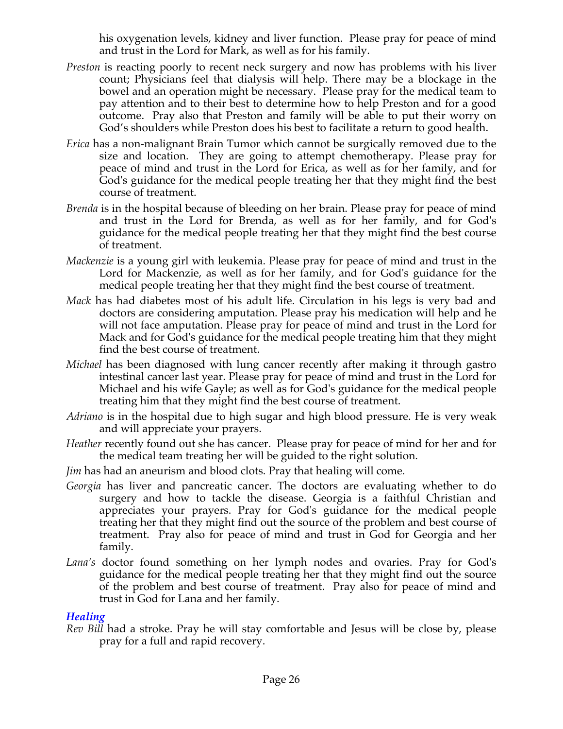his oxygenation levels, kidney and liver function. Please pray for peace of mind and trust in the Lord for Mark, as well as for his family.

*Preston* is reacting poorly to recent neck surgery and now has problems with his liver count; Physicians feel that dialysis will help. There may be a blockage in the bowel and an operation might be necessary. Please pray for the medical team to pay attention and to their best to determine how to help Preston and for a good outcome. Pray also that Preston and family will be able to put their worry on God's shoulders while Preston does his best to facilitate a return to good health.

*Erica* has a non-malignant Brain Tumor which cannot be surgically removed due to the size and location. They are going to attempt chemotherapy. Please pray for peace of mind and trust in the Lord for Erica, as well as for her family, and for God's guidance for the medical people treating her that they might find the best course of treatment.

*Brenda* is in the hospital because of bleeding on her brain. Please pray for peace of mind and trust in the Lord for Brenda, as well as for her family, and for God's guidance for the medical people treating her that they might find the best course of treatment.

*Mackenzie* is a young girl with leukemia. Please pray for peace of mind and trust in the Lord for Mackenzie, as well as for her family, and for God's guidance for the medical people treating her that they might find the best course of treatment.

*Mack* has had diabetes most of his adult life. Circulation in his legs is very bad and doctors are considering amputation. Please pray his medication will help and he will not face amputation. Please pray for peace of mind and trust in the Lord for Mack and for God's guidance for the medical people treating him that they might find the best course of treatment.

*Michael* has been diagnosed with lung cancer recently after making it through gastro intestinal cancer last year. Please pray for peace of mind and trust in the Lord for Michael and his wife Gayle; as well as for God's guidance for the medical people treating him that they might find the best course of treatment.

*Adriano* is in the hospital due to high sugar and high blood pressure. He is very weak and will appreciate your prayers.

*Heather* recently found out she has cancer. Please pray for peace of mind for her and for the medical team treating her will be guided to the right solution.

*Jim* has had an aneurism and blood clots. Pray that healing will come.

*Georgia* has liver and pancreatic cancer. The doctors are evaluating whether to do surgery and how to tackle the disease. Georgia is a faithful Christian and appreciates your prayers. Pray for God's guidance for the medical people treating her that they might find out the source of the problem and best course of treatment. Pray also for peace of mind and trust in God for Georgia and her family.

*Lana's* doctor found something on her lymph nodes and ovaries. Pray for God's guidance for the medical people treating her that they might find out the source of the problem and best course of treatment. Pray also for peace of mind and trust in God for Lana and her family.

### *Healing*

*Rev Bill* had a stroke. Pray he will stay comfortable and Jesus will be close by, please pray for a full and rapid recovery.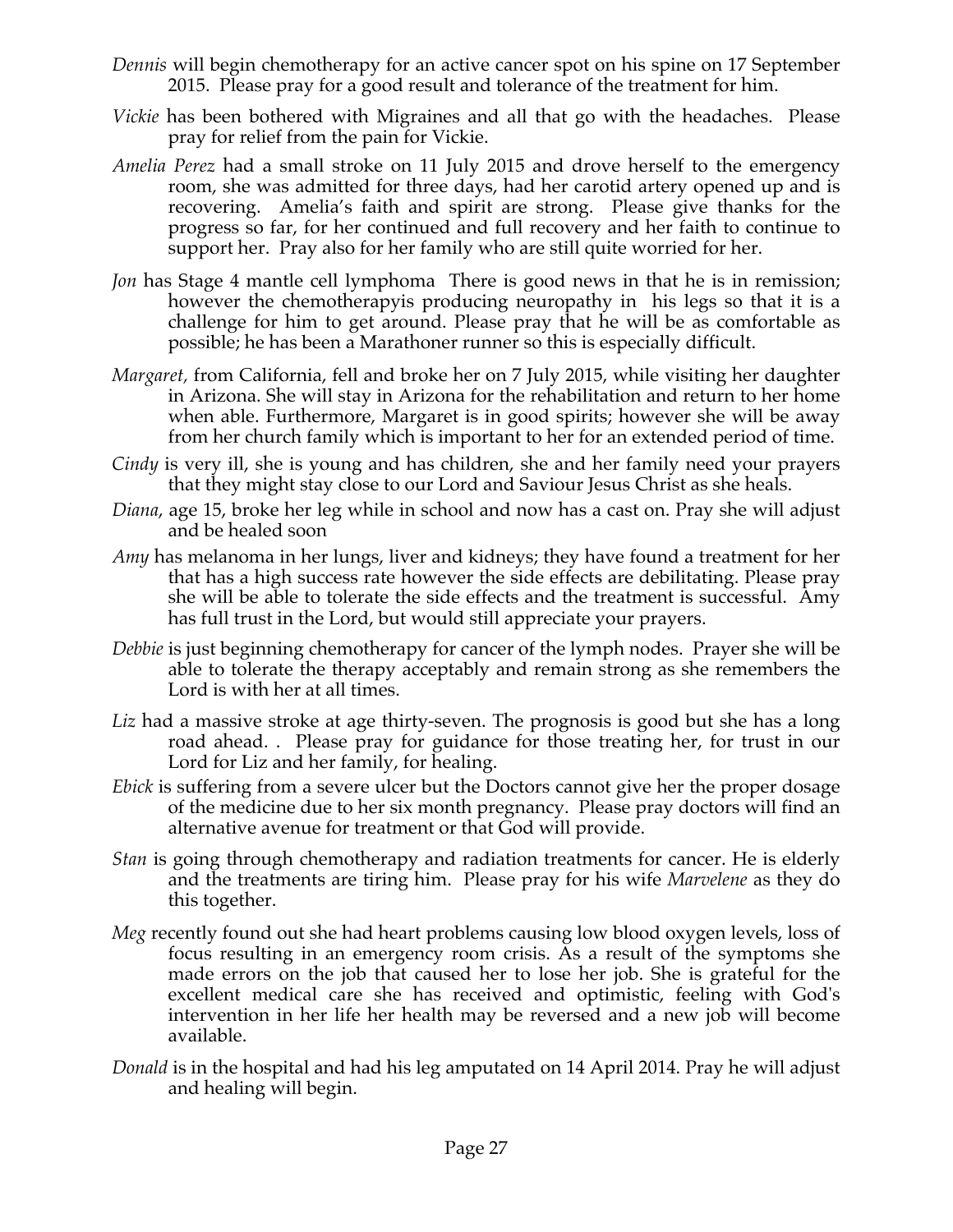*Dennis* will begin chemotherapy for an active cancer spot on his spine on 17 September 2015. Please pray for a good result and tolerance of the treatment for him.

*Vickie* has been bothered with Migraines and all that go with the headaches. Please pray for relief from the pain for Vickie.

*Amelia Perez* had a small stroke on 11 July 2015 and drove herself to the emergency room, she was admitted for three days, had her carotid artery opened up and is recovering. Amelia's faith and spirit are strong. Please give thanks for the progress so far, for her continued and full recovery and her faith to continue to support her. Pray also for her family who are still quite worried for her.

*Jon* has Stage 4 mantle cell lymphoma There is good news in that he is in remission; however the chemotherapyis producing neuropathy in his legs so that it is a challenge for him to get around. Please pray that he will be as comfortable as possible; he has been a Marathoner runner so this is especially difficult.

*Margaret,* from California, fell and broke her on 7 July 2015, while visiting her daughter in Arizona. She will stay in Arizona for the rehabilitation and return to her home when able. Furthermore, Margaret is in good spirits; however she will be away from her church family which is important to her for an extended period of time.

*Cindy* is very ill, she is young and has children, she and her family need your prayers that they might stay close to our Lord and Saviour Jesus Christ as she heals.

*Diana*, age 15, broke her leg while in school and now has a cast on. Pray she will adjust and be healed soon

*Amy* has melanoma in her lungs, liver and kidneys; they have found a treatment for her that has a high success rate however the side effects are debilitating. Please pray she will be able to tolerate the side effects and the treatment is successful. Amy has full trust in the Lord, but would still appreciate your prayers.

*Debbie* is just beginning chemotherapy for cancer of the lymph nodes. Prayer she will be able to tolerate the therapy acceptably and remain strong as she remembers the Lord is with her at all times.

*Liz* had a massive stroke at age thirty-seven. The prognosis is good but she has a long road ahead. . Please pray for guidance for those treating her, for trust in our Lord for Liz and her family, for healing.

*Ebick* is suffering from a severe ulcer but the Doctors cannot give her the proper dosage of the medicine due to her six month pregnancy. Please pray doctors will find an alternative avenue for treatment or that God will provide.

*Stan* is going through chemotherapy and radiation treatments for cancer. He is elderly and the treatments are tiring him. Please pray for his wife *Marvelene* as they do this together.

*Meg* recently found out she had heart problems causing low blood oxygen levels, loss of focus resulting in an emergency room crisis. As a result of the symptoms she made errors on the job that caused her to lose her job. She is grateful for the excellent medical care she has received and optimistic, feeling with God's intervention in her life her health may be reversed and a new job will become available.

*Donald* is in the hospital and had his leg amputated on 14 April 2014. Pray he will adjust and healing will begin.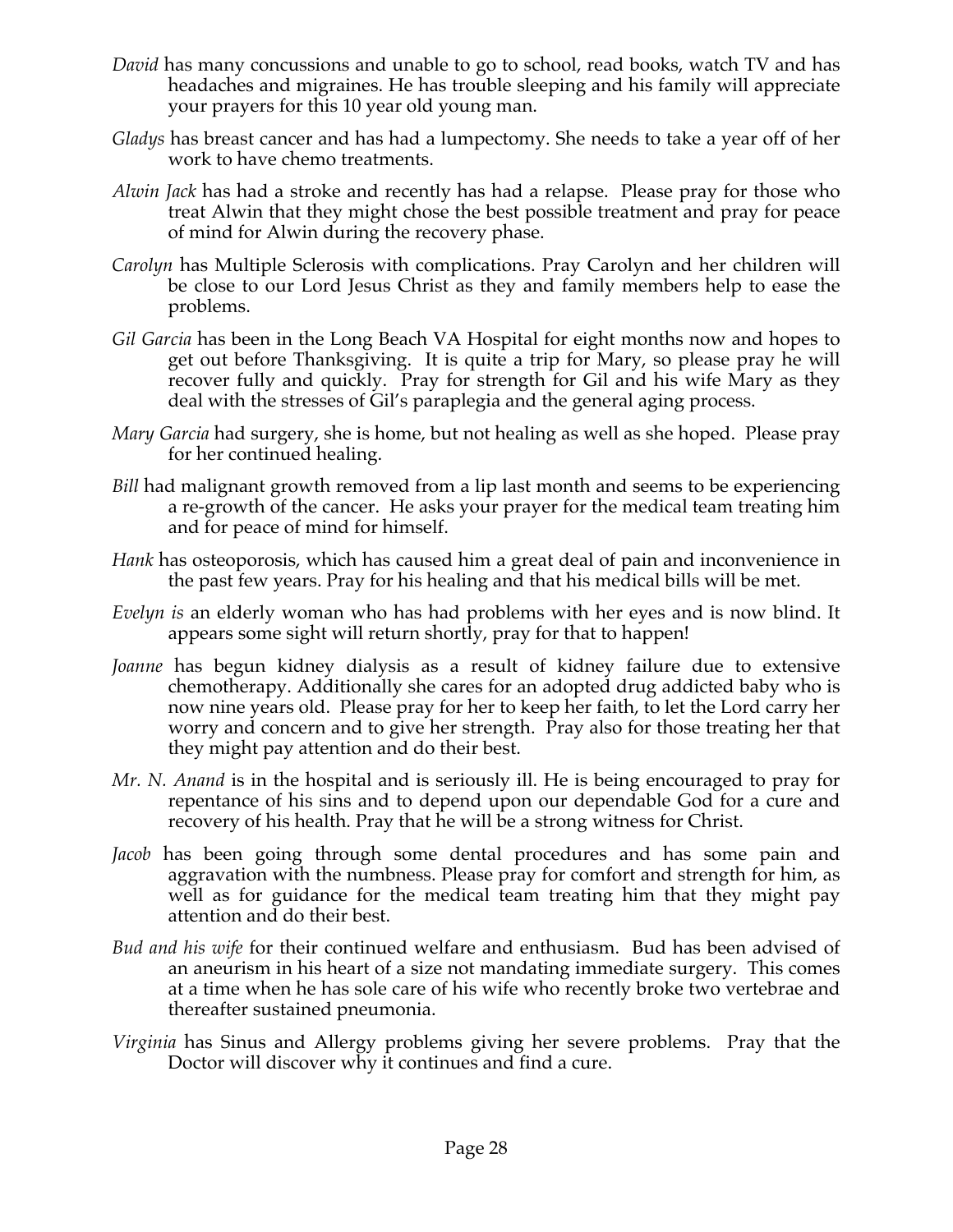*David* has many concussions and unable to go to school, read books, watch TV and has headaches and migraines. He has trouble sleeping and his family will appreciate your prayers for this 10 year old young man.

*Gladys* has breast cancer and has had a lumpectomy. She needs to take a year off of her work to have chemo treatments.

*Alwin Jack* has had a stroke and recently has had a relapse. Please pray for those who treat Alwin that they might chose the best possible treatment and pray for peace of mind for Alwin during the recovery phase.

*Carolyn* has Multiple Sclerosis with complications. Pray Carolyn and her children will be close to our Lord Jesus Christ as they and family members help to ease the problems.

*Gil Garcia* has been in the Long Beach VA Hospital for eight months now and hopes to get out before Thanksgiving. It is quite a trip for Mary, so please pray he will recover fully and quickly. Pray for strength for Gil and his wife Mary as they deal with the stresses of Gil's paraplegia and the general aging process.

*Mary Garcia* had surgery, she is home, but not healing as well as she hoped. Please pray for her continued healing.

*Bill* had malignant growth removed from a lip last month and seems to be experiencing a re-growth of the cancer. He asks your prayer for the medical team treating him and for peace of mind for himself.

*Hank* has osteoporosis, which has caused him a great deal of pain and inconvenience in the past few years. Pray for his healing and that his medical bills will be met.

*Evelyn is* an elderly woman who has had problems with her eyes and is now blind. It appears some sight will return shortly, pray for that to happen!

*Joanne* has begun kidney dialysis as a result of kidney failure due to extensive chemotherapy. Additionally she cares for an adopted drug addicted baby who is now nine years old. Please pray for her to keep her faith, to let the Lord carry her worry and concern and to give her strength. Pray also for those treating her that they might pay attention and do their best.

*Mr. N. Anand* is in the hospital and is seriously ill. He is being encouraged to pray for repentance of his sins and to depend upon our dependable God for a cure and recovery of his health. Pray that he will be a strong witness for Christ.

*Jacob* has been going through some dental procedures and has some pain and aggravation with the numbness. Please pray for comfort and strength for him, as well as for guidance for the medical team treating him that they might pay attention and do their best.

*Bud and his wife* for their continued welfare and enthusiasm. Bud has been advised of an aneurism in his heart of a size not mandating immediate surgery. This comes at a time when he has sole care of his wife who recently broke two vertebrae and thereafter sustained pneumonia.

*Virginia* has Sinus and Allergy problems giving her severe problems. Pray that the Doctor will discover why it continues and find a cure.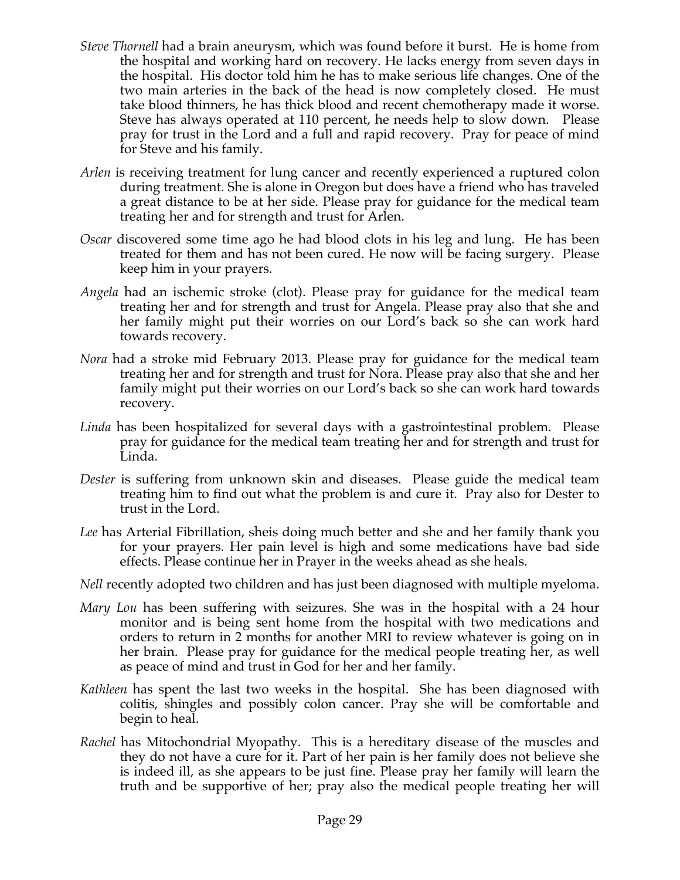*Steve Thornell* had a brain aneurysm, which was found before it burst. He is home from the hospital and working hard on recovery. He lacks energy from seven days in the hospital. His doctor told him he has to make serious life changes. One of the two main arteries in the back of the head is now completely closed. He must take blood thinners, he has thick blood and recent chemotherapy made it worse. Steve has always operated at 110 percent, he needs help to slow down. Please pray for trust in the Lord and a full and rapid recovery. Pray for peace of mind for Steve and his family.

*Arlen* is receiving treatment for lung cancer and recently experienced a ruptured colon during treatment. She is alone in Oregon but does have a friend who has traveled a great distance to be at her side. Please pray for guidance for the medical team treating her and for strength and trust for Arlen.

*Oscar* discovered some time ago he had blood clots in his leg and lung. He has been treated for them and has not been cured. He now will be facing surgery. Please keep him in your prayers.

*Angela* had an ischemic stroke (clot). Please pray for guidance for the medical team treating her and for strength and trust for Angela. Please pray also that she and her family might put their worries on our Lord's back so she can work hard towards recovery.

*Nora* had a stroke mid February 2013. Please pray for guidance for the medical team treating her and for strength and trust for Nora. Please pray also that she and her family might put their worries on our Lord's back so she can work hard towards recovery.

*Linda* has been hospitalized for several days with a gastrointestinal problem. Please pray for guidance for the medical team treating her and for strength and trust for Linda.

*Dester* is suffering from unknown skin and diseases. Please guide the medical team treating him to find out what the problem is and cure it. Pray also for Dester to trust in the Lord.

*Lee* has Arterial Fibrillation, sheis doing much better and she and her family thank you for your prayers. Her pain level is high and some medications have bad side effects. Please continue her in Prayer in the weeks ahead as she heals.

*Nell* recently adopted two children and has just been diagnosed with multiple myeloma.

*Mary Lou* has been suffering with seizures. She was in the hospital with a 24 hour monitor and is being sent home from the hospital with two medications and orders to return in 2 months for another MRI to review whatever is going on in her brain. Please pray for guidance for the medical people treating her, as well as peace of mind and trust in God for her and her family.

*Kathleen* has spent the last two weeks in the hospital. She has been diagnosed with colitis, shingles and possibly colon cancer. Pray she will be comfortable and begin to heal.

*Rachel* has Mitochondrial Myopathy. This is a hereditary disease of the muscles and they do not have a cure for it. Part of her pain is her family does not believe she is indeed ill, as she appears to be just fine. Please pray her family will learn the truth and be supportive of her; pray also the medical people treating her will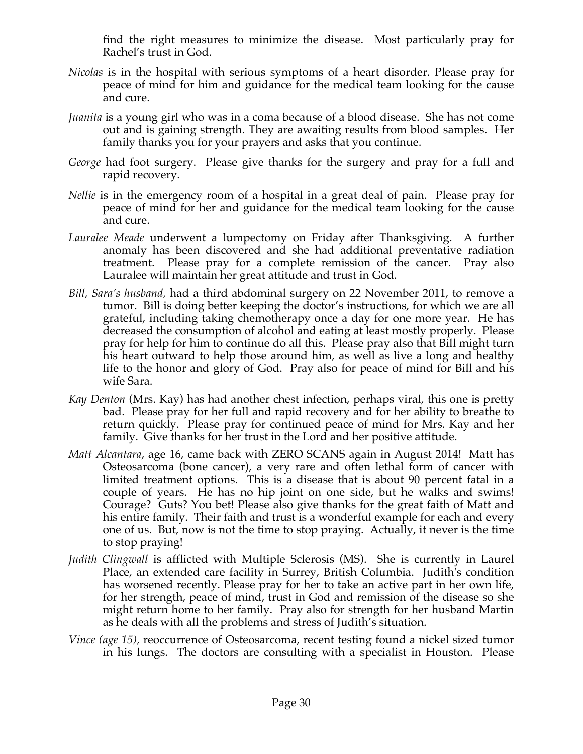find the right measures to minimize the disease. Most particularly pray for Rachel's trust in God.

*Nicolas* is in the hospital with serious symptoms of a heart disorder. Please pray for peace of mind for him and guidance for the medical team looking for the cause and cure.

*Juanita* is a young girl who was in a coma because of a blood disease. She has not come out and is gaining strength. They are awaiting results from blood samples. Her family thanks you for your prayers and asks that you continue.

*George* had foot surgery. Please give thanks for the surgery and pray for a full and rapid recovery.

*Nellie* is in the emergency room of a hospital in a great deal of pain. Please pray for peace of mind for her and guidance for the medical team looking for the cause and cure.

*Lauralee Meade* underwent a lumpectomy on Friday after Thanksgiving. A further anomaly has been discovered and she had additional preventative radiation treatment. Please pray for a complete remission of the cancer. Pray also Lauralee will maintain her great attitude and trust in God.

*Bill, Sara's husband,* had a third abdominal surgery on 22 November 2011, to remove a tumor. Bill is doing better keeping the doctor's instructions, for which we are all grateful, including taking chemotherapy once a day for one more year. He has decreased the consumption of alcohol and eating at least mostly properly. Please pray for help for him to continue do all this. Please pray also that Bill might turn his heart outward to help those around him, as well as live a long and healthy life to the honor and glory of God. Pray also for peace of mind for Bill and his wife Sara.

*Kay Denton* (Mrs. Kay) has had another chest infection, perhaps viral, this one is pretty bad. Please pray for her full and rapid recovery and for her ability to breathe to return quickly. Please pray for continued peace of mind for Mrs. Kay and her family. Give thanks for her trust in the Lord and her positive attitude.

*Matt Alcantara*, age 16, came back with ZERO SCANS again in August 2014! Matt has Osteosarcoma (bone cancer), a very rare and often lethal form of cancer with limited treatment options. This is a disease that is about 90 percent fatal in a couple of years. He has no hip joint on one side, but he walks and swims! Courage? Guts? You bet! Please also give thanks for the great faith of Matt and his entire family. Their faith and trust is a wonderful example for each and every one of us. But, now is not the time to stop praying. Actually, it never is the time to stop praying!

*Judith Clingwall* is afflicted with Multiple Sclerosis (MS). She is currently in Laurel Place, an extended care facility in Surrey, British Columbia. Judith's condition has worsened recently. Please pray for her to take an active part in her own life, for her strength, peace of mind, trust in God and remission of the disease so she might return home to her family. Pray also for strength for her husband Martin as he deals with all the problems and stress of Judith's situation.

*Vince (age 15),* reoccurrence of Osteosarcoma, recent testing found a nickel sized tumor in his lungs. The doctors are consulting with a specialist in Houston. Please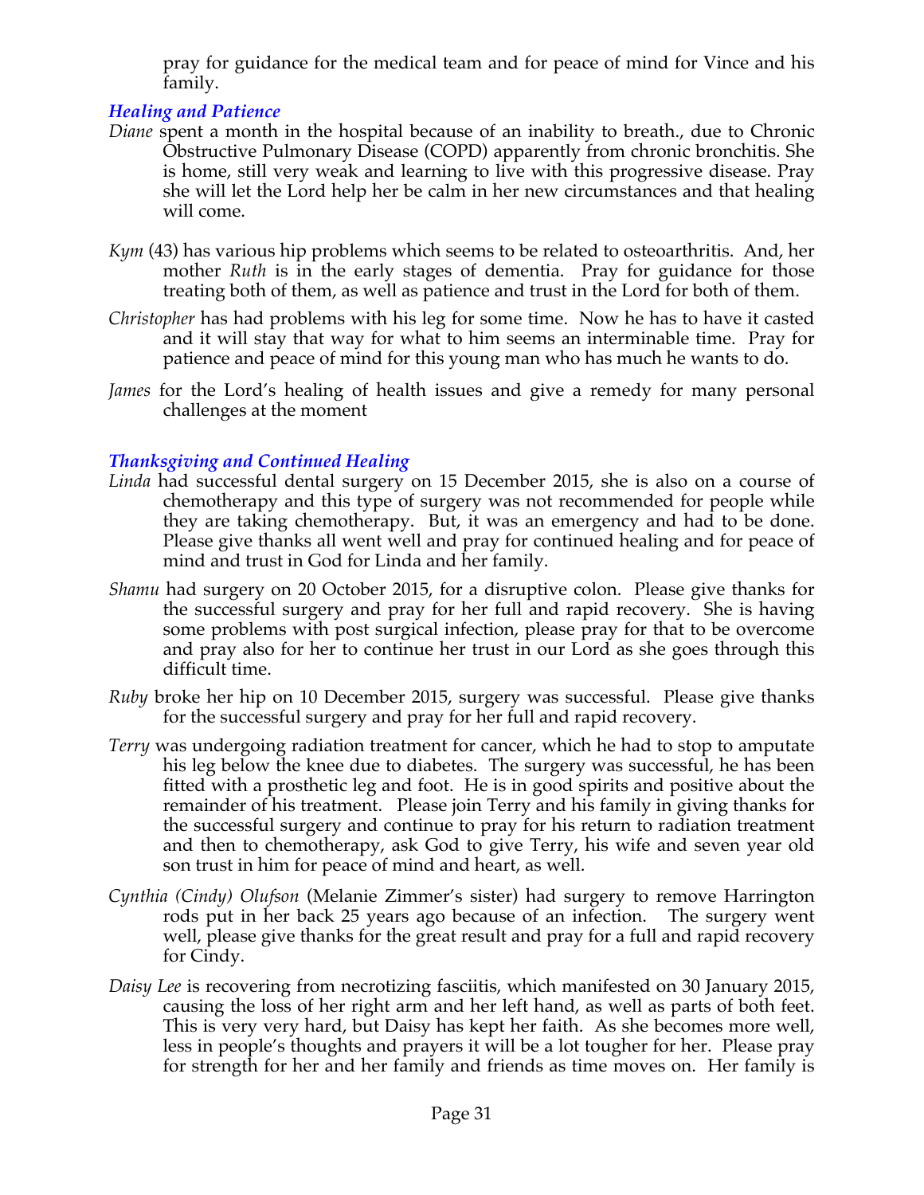pray for guidance for the medical team and for peace of mind for Vince and his family.

### *Healing and Patience*

*Diane* spent a month in the hospital because of an inability to breath., due to Chronic Obstructive Pulmonary Disease (COPD) apparently from chronic bronchitis. She is home, still very weak and learning to live with this progressive disease. Pray she will let the Lord help her be calm in her new circumstances and that healing will come.

*Kym* (43) has various hip problems which seems to be related to osteoarthritis. And, her mother *Ruth* is in the early stages of dementia. Pray for guidance for those treating both of them, as well as patience and trust in the Lord for both of them.

*Christopher* has had problems with his leg for some time. Now he has to have it casted and it will stay that way for what to him seems an interminable time. Pray for patience and peace of mind for this young man who has much he wants to do.

*James* for the Lord's healing of health issues and give a remedy for many personal challenges at the moment

### *Thanksgiving and Continued Healing*

*Linda* had successful dental surgery on 15 December 2015, she is also on a course of chemotherapy and this type of surgery was not recommended for people while they are taking chemotherapy. But, it was an emergency and had to be done. Please give thanks all went well and pray for continued healing and for peace of mind and trust in God for Linda and her family.

*Shamu* had surgery on 20 October 2015, for a disruptive colon. Please give thanks for the successful surgery and pray for her full and rapid recovery. She is having some problems with post surgical infection, please pray for that to be overcome and pray also for her to continue her trust in our Lord as she goes through this difficult time.

*Ruby* broke her hip on 10 December 2015, surgery was successful. Please give thanks for the successful surgery and pray for her full and rapid recovery.

*Terry* was undergoing radiation treatment for cancer, which he had to stop to amputate his leg below the knee due to diabetes. The surgery was successful, he has been fitted with a prosthetic leg and foot. He is in good spirits and positive about the remainder of his treatment. Please join Terry and his family in giving thanks for the successful surgery and continue to pray for his return to radiation treatment and then to chemotherapy, ask God to give Terry, his wife and seven year old son trust in him for peace of mind and heart, as well.

*Cynthia (Cindy) Olufson* (Melanie Zimmer's sister) had surgery to remove Harrington rods put in her back 25 years ago because of an infection. The surgery went well, please give thanks for the great result and pray for a full and rapid recovery for Cindy.

*Daisy Lee* is recovering from necrotizing fasciitis, which manifested on 30 January 2015, causing the loss of her right arm and her left hand, as well as parts of both feet. This is very very hard, but Daisy has kept her faith. As she becomes more well, less in people's thoughts and prayers it will be a lot tougher for her. Please pray for strength for her and her family and friends as time moves on. Her family is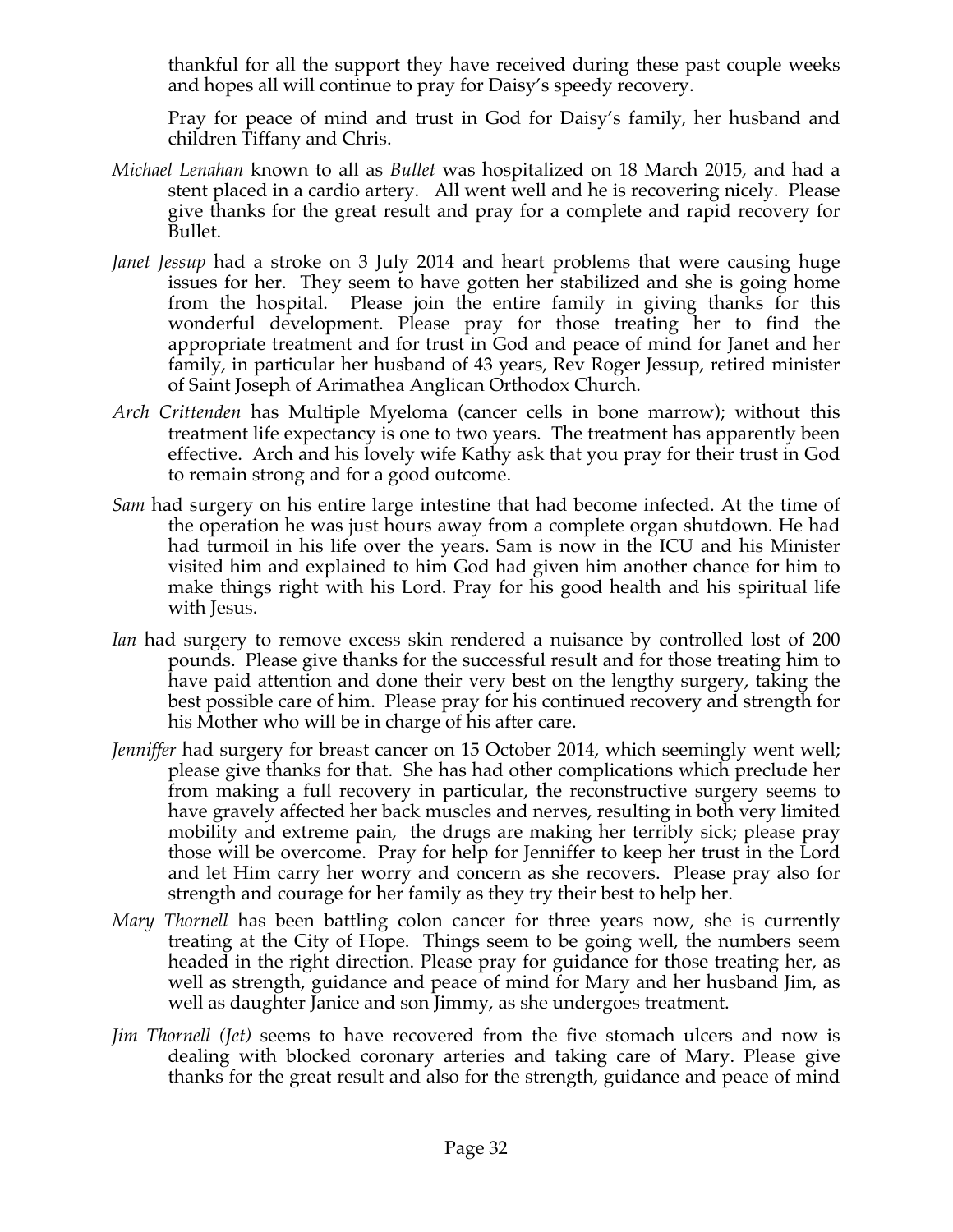thankful for all the support they have received during these past couple weeks and hopes all will continue to pray for Daisy's speedy recovery.

Pray for peace of mind and trust in God for Daisy's family, her husband and children Tiffany and Chris.

*Michael Lenahan* known to all as *Bullet* was hospitalized on 18 March 2015, and had a stent placed in a cardio artery. All went well and he is recovering nicely. Please give thanks for the great result and pray for a complete and rapid recovery for Bullet.

*Janet Jessup* had a stroke on 3 July 2014 and heart problems that were causing huge issues for her. They seem to have gotten her stabilized and she is going home from the hospital. Please join the entire family in giving thanks for this wonderful development. Please pray for those treating her to find the appropriate treatment and for trust in God and peace of mind for Janet and her family, in particular her husband of 43 years, Rev Roger Jessup, retired minister of Saint Joseph of Arimathea Anglican Orthodox Church.

*Arch Crittenden* has Multiple Myeloma (cancer cells in bone marrow); without this treatment life expectancy is one to two years. The treatment has apparently been effective. Arch and his lovely wife Kathy ask that you pray for their trust in God to remain strong and for a good outcome.

*Sam* had surgery on his entire large intestine that had become infected. At the time of the operation he was just hours away from a complete organ shutdown. He had had turmoil in his life over the years. Sam is now in the ICU and his Minister visited him and explained to him God had given him another chance for him to make things right with his Lord. Pray for his good health and his spiritual life with Jesus.

*Ian* had surgery to remove excess skin rendered a nuisance by controlled lost of 200 pounds. Please give thanks for the successful result and for those treating him to have paid attention and done their very best on the lengthy surgery, taking the best possible care of him. Please pray for his continued recovery and strength for his Mother who will be in charge of his after care.

*Jenniffer* had surgery for breast cancer on 15 October 2014, which seemingly went well; please give thanks for that. She has had other complications which preclude her from making a full recovery in particular, the reconstructive surgery seems to have gravely affected her back muscles and nerves, resulting in both very limited mobility and extreme pain, the drugs are making her terribly sick; please pray those will be overcome. Pray for help for Jenniffer to keep her trust in the Lord and let Him carry her worry and concern as she recovers. Please pray also for strength and courage for her family as they try their best to help her.

*Mary Thornell* has been battling colon cancer for three years now, she is currently treating at the City of Hope. Things seem to be going well, the numbers seem headed in the right direction. Please pray for guidance for those treating her, as well as strength, guidance and peace of mind for Mary and her husband Jim, as well as daughter Janice and son Jimmy, as she undergoes treatment.

*Jim Thornell (Jet)* seems to have recovered from the five stomach ulcers and now is dealing with blocked coronary arteries and taking care of Mary. Please give thanks for the great result and also for the strength, guidance and peace of mind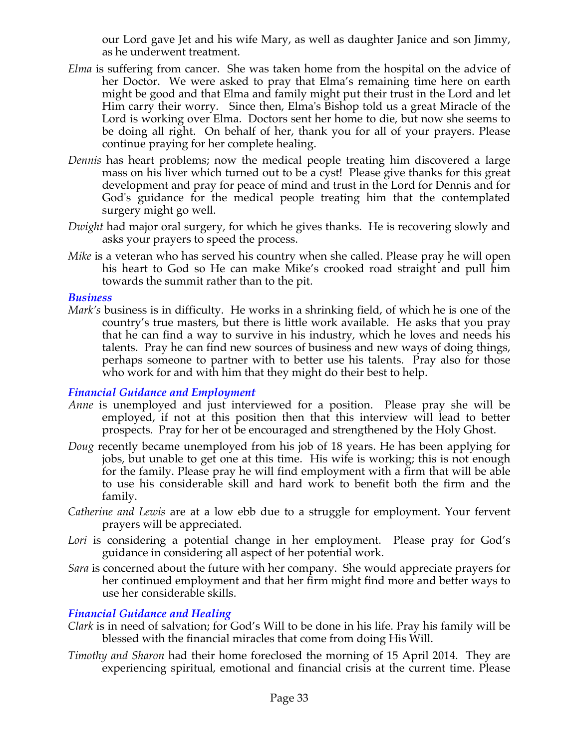our Lord gave Jet and his wife Mary, as well as daughter Janice and son Jimmy, as he underwent treatment.

*Elma* is suffering from cancer. She was taken home from the hospital on the advice of her Doctor. We were asked to pray that Elma's remaining time here on earth might be good and that Elma and family might put their trust in the Lord and let Him carry their worry. Since then, Elma's Bishop told us a great Miracle of the Lord is working over Elma. Doctors sent her home to die, but now she seems to be doing all right. On behalf of her, thank you for all of your prayers. Please continue praying for her complete healing.

*Dennis* has heart problems; now the medical people treating him discovered a large mass on his liver which turned out to be a cyst! Please give thanks for this great development and pray for peace of mind and trust in the Lord for Dennis and for God's guidance for the medical people treating him that the contemplated surgery might go well.

*Dwight* had major oral surgery, for which he gives thanks. He is recovering slowly and asks your prayers to speed the process.

*Mike* is a veteran who has served his country when she called. Please pray he will open his heart to God so He can make Mike's crooked road straight and pull him towards the summit rather than to the pit.

### *Business*

*Mark's* business is in difficulty. He works in a shrinking field, of which he is one of the country's true masters, but there is little work available. He asks that you pray that he can find a way to survive in his industry, which he loves and needs his talents. Pray he can find new sources of business and new ways of doing things, perhaps someone to partner with to better use his talents. Pray also for those who work for and with him that they might do their best to help.

### *Financial Guidance and Employment*

*Anne* is unemployed and just interviewed for a position. Please pray she will be employed, if not at this position then that this interview will lead to better prospects. Pray for her ot be encouraged and strengthened by the Holy Ghost.

*Doug* recently became unemployed from his job of 18 years. He has been applying for jobs, but unable to get one at this time. His wife is working; this is not enough for the family. Please pray he will find employment with a firm that will be able to use his considerable skill and hard work to benefit both the firm and the family.

*Catherine and Lewis* are at a low ebb due to a struggle for employment. Your fervent prayers will be appreciated.

*Lori* is considering a potential change in her employment. Please pray for God's guidance in considering all aspect of her potential work.

*Sara* is concerned about the future with her company. She would appreciate prayers for her continued employment and that her firm might find more and better ways to use her considerable skills.

### *Financial Guidance and Healing*

*Clark* is in need of salvation; for God's Will to be done in his life. Pray his family will be blessed with the financial miracles that come from doing His Will.

*Timothy and Sharon* had their home foreclosed the morning of 15 April 2014. They are experiencing spiritual, emotional and financial crisis at the current time. Please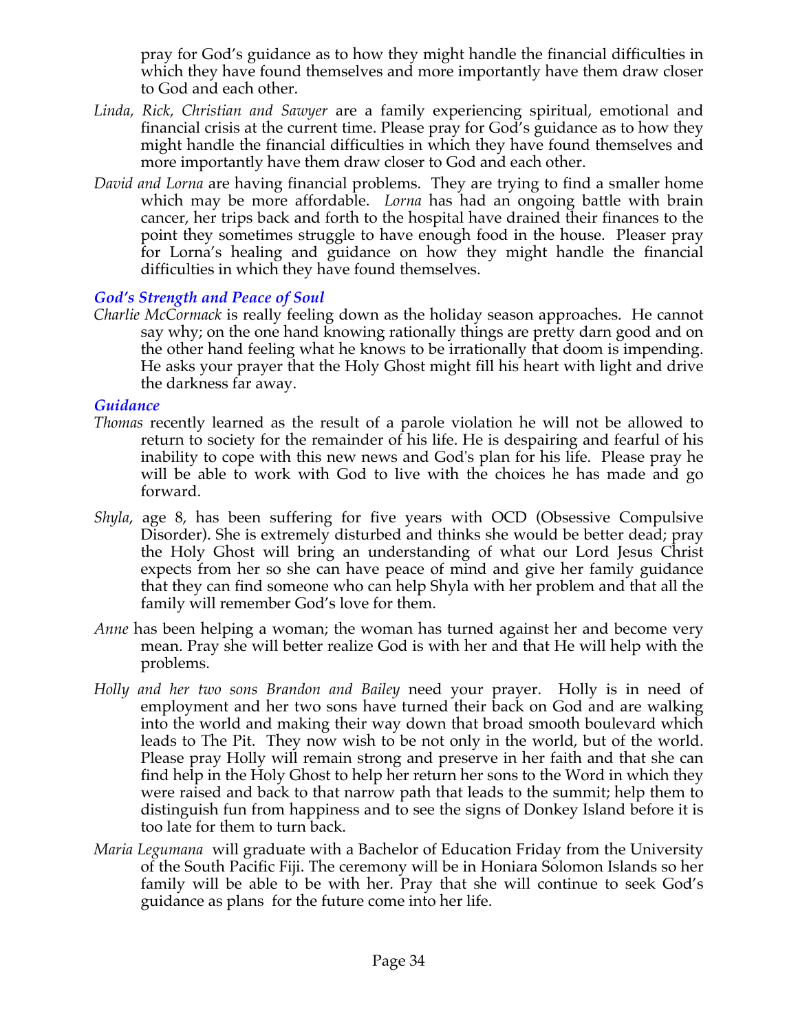pray for God's guidance as to how they might handle the financial difficulties in which they have found themselves and more importantly have them draw closer to God and each other.

*Linda, Rick, Christian and Sawyer* are a family experiencing spiritual, emotional and financial crisis at the current time. Please pray for God's guidance as to how they might handle the financial difficulties in which they have found themselves and more importantly have them draw closer to God and each other.

*David and Lorna* are having financial problems. They are trying to find a smaller home which may be more affordable. *Lorna* has had an ongoing battle with brain cancer, her trips back and forth to the hospital have drained their finances to the point they sometimes struggle to have enough food in the house. Pleaser pray for Lorna's healing and guidance on how they might handle the financial difficulties in which they have found themselves.

### *God's Strength and Peace of Soul*

*Charlie McCormack* is really feeling down as the holiday season approaches. He cannot say why; on the one hand knowing rationally things are pretty darn good and on the other hand feeling what he knows to be irrationally that doom is impending. He asks your prayer that the Holy Ghost might fill his heart with light and drive the darkness far away.

### *Guidance*

*Thomas* recently learned as the result of a parole violation he will not be allowed to return to society for the remainder of his life. He is despairing and fearful of his inability to cope with this new news and God's plan for his life. Please pray he will be able to work with God to live with the choices he has made and go forward.

*Shyla*, age 8, has been suffering for five years with OCD (Obsessive Compulsive Disorder). She is extremely disturbed and thinks she would be better dead; pray the Holy Ghost will bring an understanding of what our Lord Jesus Christ expects from her so she can have peace of mind and give her family guidance that they can find someone who can help Shyla with her problem and that all the family will remember God's love for them.

*Anne* has been helping a woman; the woman has turned against her and become very mean. Pray she will better realize God is with her and that He will help with the problems.

*Holly and her two sons Brandon and Bailey* need your prayer. Holly is in need of employment and her two sons have turned their back on God and are walking into the world and making their way down that broad smooth boulevard which leads to The Pit. They now wish to be not only in the world, but of the world. Please pray Holly will remain strong and preserve in her faith and that she can find help in the Holy Ghost to help her return her sons to the Word in which they were raised and back to that narrow path that leads to the summit; help them to distinguish fun from happiness and to see the signs of Donkey Island before it is too late for them to turn back.

*Maria Legumana* will graduate with a Bachelor of Education Friday from the University of the South Pacific Fiji. The ceremony will be in Honiara Solomon Islands so her family will be able to be with her. Pray that she will continue to seek God's guidance as plans for the future come into her life.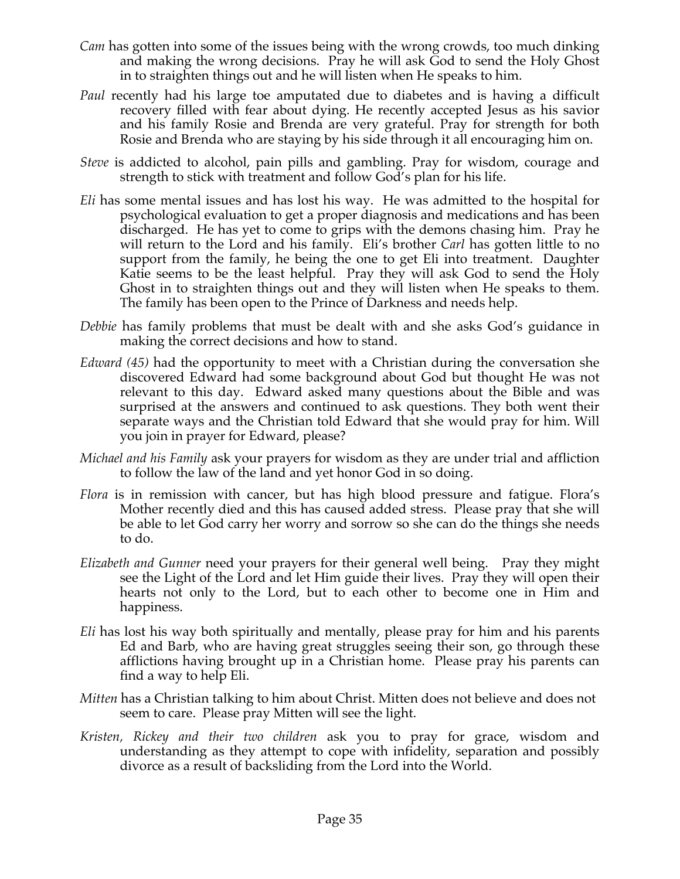*Cam* has gotten into some of the issues being with the wrong crowds, too much dinking and making the wrong decisions. Pray he will ask God to send the Holy Ghost in to straighten things out and he will listen when He speaks to him.

*Paul* recently had his large toe amputated due to diabetes and is having a difficult recovery filled with fear about dying. He recently accepted Jesus as his savior and his family Rosie and Brenda are very grateful. Pray for strength for both Rosie and Brenda who are staying by his side through it all encouraging him on.

*Steve* is addicted to alcohol, pain pills and gambling. Pray for wisdom, courage and strength to stick with treatment and follow God's plan for his life.

*Eli* has some mental issues and has lost his way. He was admitted to the hospital for psychological evaluation to get a proper diagnosis and medications and has been discharged. He has yet to come to grips with the demons chasing him. Pray he will return to the Lord and his family. Eli's brother *Carl* has gotten little to no support from the family, he being the one to get Eli into treatment. Daughter Katie seems to be the least helpful. Pray they will ask God to send the Holy Ghost in to straighten things out and they will listen when He speaks to them. The family has been open to the Prince of Darkness and needs help.

*Debbie* has family problems that must be dealt with and she asks God's guidance in making the correct decisions and how to stand.

*Edward (45)* had the opportunity to meet with a Christian during the conversation she discovered Edward had some background about God but thought He was not relevant to this day. Edward asked many questions about the Bible and was surprised at the answers and continued to ask questions. They both went their separate ways and the Christian told Edward that she would pray for him. Will you join in prayer for Edward, please?

*Michael and his Family* ask your prayers for wisdom as they are under trial and affliction to follow the law of the land and yet honor God in so doing.

*Flora* is in remission with cancer, but has high blood pressure and fatigue. Flora's Mother recently died and this has caused added stress. Please pray that she will be able to let God carry her worry and sorrow so she can do the things she needs to do.

*Elizabeth and Gunner* need your prayers for their general well being. Pray they might see the Light of the Lord and let Him guide their lives. Pray they will open their hearts not only to the Lord, but to each other to become one in Him and happiness.

*Eli* has lost his way both spiritually and mentally, please pray for him and his parents Ed and Barb, who are having great struggles seeing their son, go through these afflictions having brought up in a Christian home. Please pray his parents can find a way to help Eli.

*Mitten* has a Christian talking to him about Christ. Mitten does not believe and does not seem to care. Please pray Mitten will see the light.

*Kristen, Rickey and their two children* ask you to pray for grace, wisdom and understanding as they attempt to cope with infidelity, separation and possibly divorce as a result of backsliding from the Lord into the World.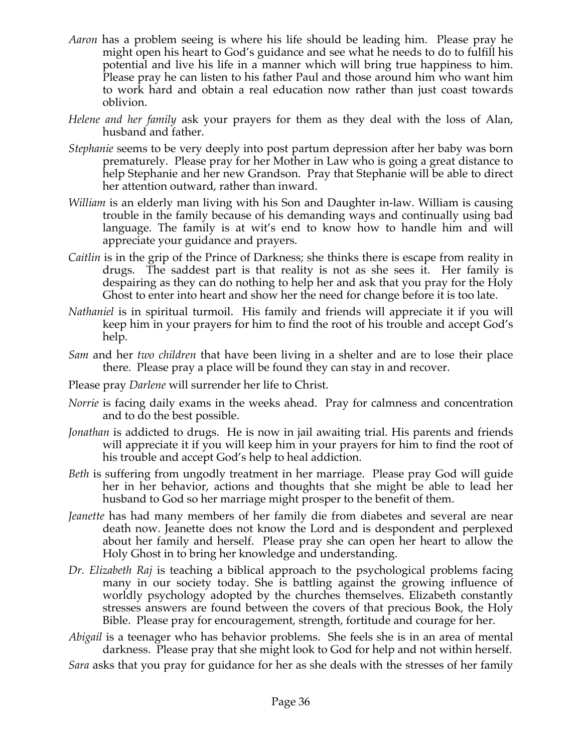*Aaron* has a problem seeing is where his life should be leading him. Please pray he might open his heart to God's guidance and see what he needs to do to fulfill his potential and live his life in a manner which will bring true happiness to him. Please pray he can listen to his father Paul and those around him who want him to work hard and obtain a real education now rather than just coast towards oblivion.

*Helene and her family* ask your prayers for them as they deal with the loss of Alan, husband and father.

*Stephanie* seems to be very deeply into post partum depression after her baby was born prematurely. Please pray for her Mother in Law who is going a great distance to help Stephanie and her new Grandson. Pray that Stephanie will be able to direct her attention outward, rather than inward.

*William* is an elderly man living with his Son and Daughter in-law. William is causing trouble in the family because of his demanding ways and continually using bad language. The family is at wit's end to know how to handle him and will appreciate your guidance and prayers.

*Caitlin* is in the grip of the Prince of Darkness; she thinks there is escape from reality in drugs. The saddest part is that reality is not as she sees it. Her family is despairing as they can do nothing to help her and ask that you pray for the Holy Ghost to enter into heart and show her the need for change before it is too late.

*Nathaniel* is in spiritual turmoil. His family and friends will appreciate it if you will keep him in your prayers for him to find the root of his trouble and accept God's help.

*Sam* and her *two children* that have been living in a shelter and are to lose their place there. Please pray a place will be found they can stay in and recover.

Please pray *Darlene* will surrender her life to Christ.

*Norrie* is facing daily exams in the weeks ahead. Pray for calmness and concentration and to do the best possible.

*Jonathan* is addicted to drugs. He is now in jail awaiting trial. His parents and friends will appreciate it if you will keep him in your prayers for him to find the root of his trouble and accept God's help to heal addiction.

*Beth* is suffering from ungodly treatment in her marriage. Please pray God will guide her in her behavior, actions and thoughts that she might be able to lead her husband to God so her marriage might prosper to the benefit of them.

*Jeanette* has had many members of her family die from diabetes and several are near death now. Jeanette does not know the Lord and is despondent and perplexed about her family and herself. Please pray she can open her heart to allow the Holy Ghost in to bring her knowledge and understanding.

*Dr. Elizabeth Raj* is teaching a biblical approach to the psychological problems facing many in our society today. She is battling against the growing influence of worldly psychology adopted by the churches themselves. Elizabeth constantly stresses answers are found between the covers of that precious Book, the Holy Bible. Please pray for encouragement, strength, fortitude and courage for her.

*Abigail* is a teenager who has behavior problems. She feels she is in an area of mental darkness. Please pray that she might look to God for help and not within herself.

*Sara* asks that you pray for guidance for her as she deals with the stresses of her family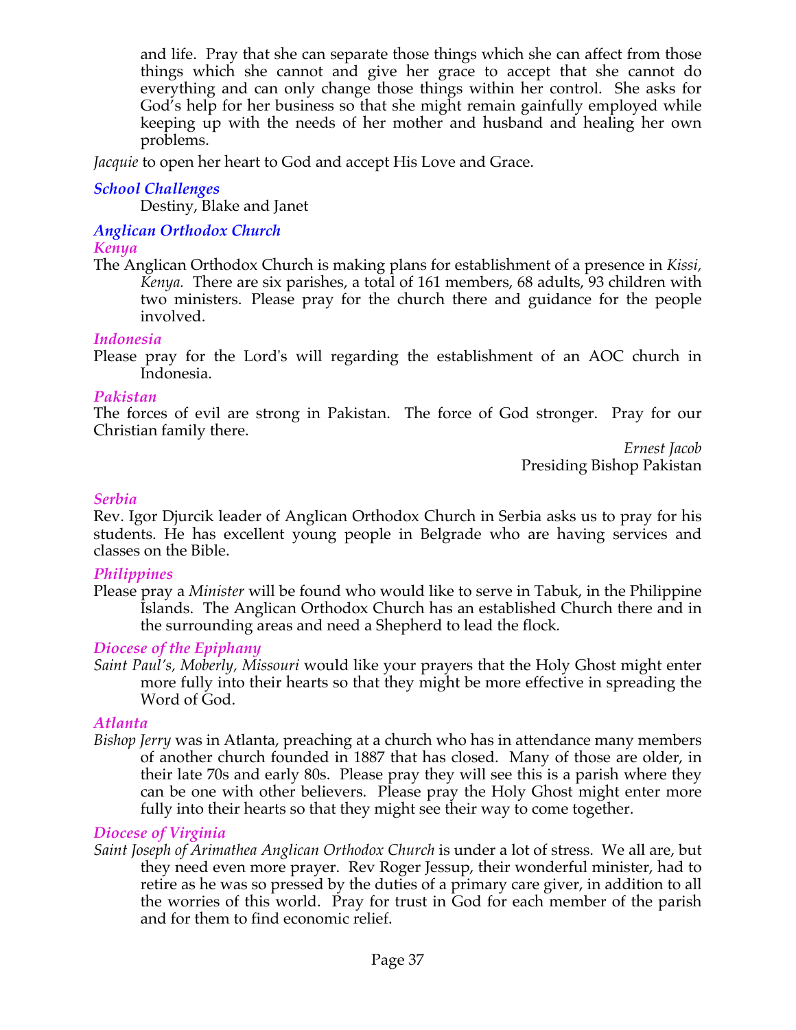and life. Pray that she can separate those things which she can affect from those things which she cannot and give her grace to accept that she cannot do everything and can only change those things within her control. She asks for God's help for her business so that she might remain gainfully employed while keeping up with the needs of her mother and husband and healing her own problems.

*Jacquie* to open her heart to God and accept His Love and Grace.

### *School Challenges*

Destiny, Blake and Janet

### *Anglican Orthodox Church*

#### *Kenya*

The Anglican Orthodox Church is making plans for establishment of a presence in *Kissi, Kenya.* There are six parishes, a total of 161 members, 68 adults, 93 children with two ministers. Please pray for the church there and guidance for the people involved.

#### *Indonesia*

Please pray for the Lord's will regarding the establishment of an AOC church in Indonesia.

#### *Pakistan*

The forces of evil are strong in Pakistan. The force of God stronger. Pray for our Christian family there.

*Ernest Jacob*
Presiding Bishop Pakistan

#### *Serbia*

Rev. Igor Djurcik leader of Anglican Orthodox Church in Serbia asks us to pray for his students. He has excellent young people in Belgrade who are having services and classes on the Bible.

#### *Philippines*

Please pray a *Minister* will be found who would like to serve in Tabuk, in the Philippine Islands. The Anglican Orthodox Church has an established Church there and in the surrounding areas and need a Shepherd to lead the flock.

#### *Diocese of the Epiphany*

*Saint Paul's, Moberly, Missouri* would like your prayers that the Holy Ghost might enter more fully into their hearts so that they might be more effective in spreading the Word of God.

#### *Atlanta*

*Bishop Jerry* was in Atlanta, preaching at a church who has in attendance many members of another church founded in 1887 that has closed. Many of those are older, in their late 70s and early 80s. Please pray they will see this is a parish where they can be one with other believers. Please pray the Holy Ghost might enter more fully into their hearts so that they might see their way to come together.

#### *Diocese of Virginia*

*Saint Joseph of Arimathea Anglican Orthodox Church* is under a lot of stress. We all are, but they need even more prayer. Rev Roger Jessup, their wonderful minister, had to retire as he was so pressed by the duties of a primary care giver, in addition to all the worries of this world. Pray for trust in God for each member of the parish and for them to find economic relief.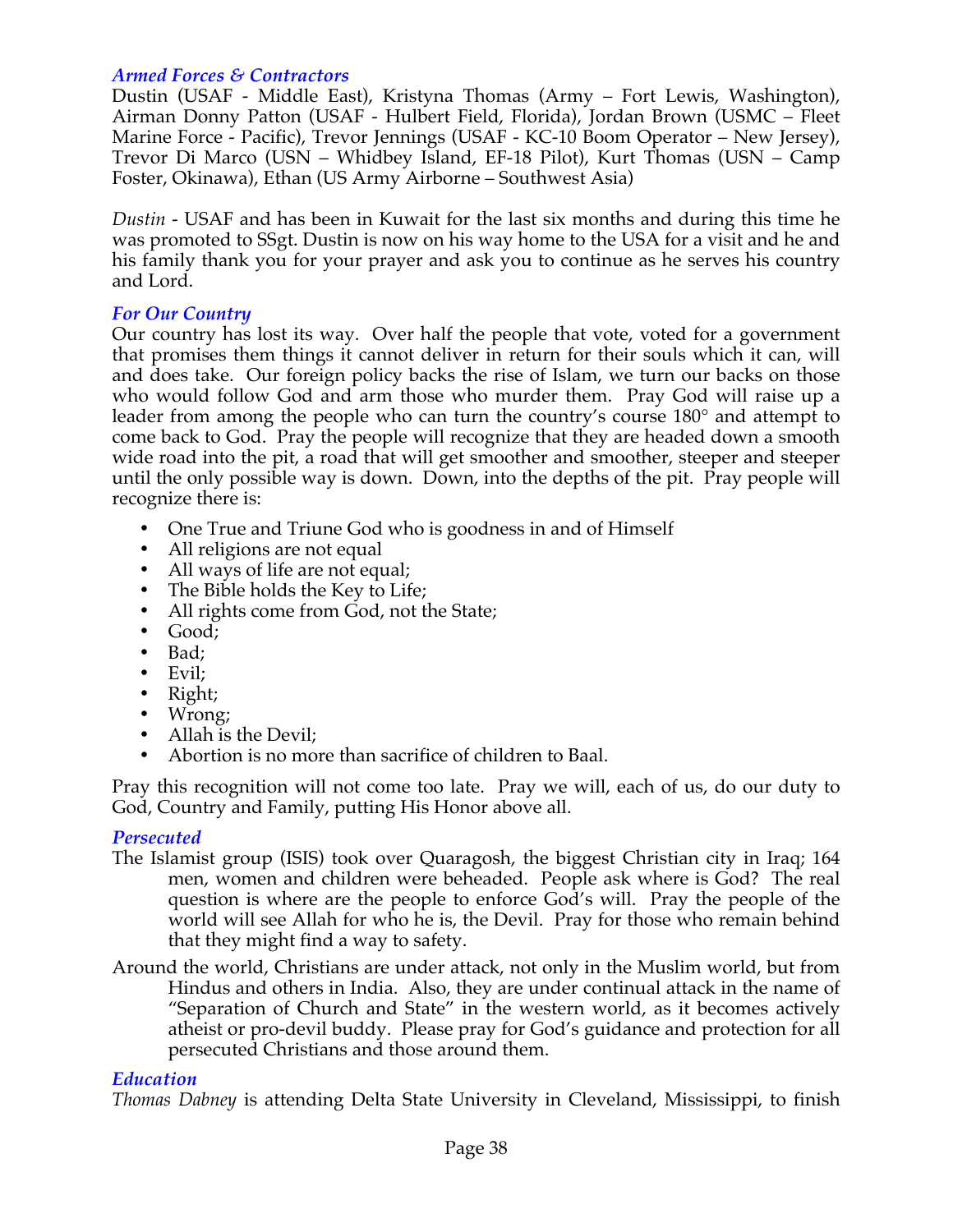### *Armed Forces & Contractors*

Dustin (USAF - Middle East), Kristyna Thomas (Army – Fort Lewis, Washington), Airman Donny Patton (USAF - Hulbert Field, Florida), Jordan Brown (USMC – Fleet Marine Force - Pacific), Trevor Jennings (USAF - KC-10 Boom Operator – New Jersey), Trevor Di Marco (USN – Whidbey Island, EF-18 Pilot), Kurt Thomas (USN – Camp Foster, Okinawa), Ethan (US Army Airborne – Southwest Asia)

*Dustin* - USAF and has been in Kuwait for the last six months and during this time he was promoted to SSgt. Dustin is now on his way home to the USA for a visit and he and his family thank you for your prayer and ask you to continue as he serves his country and Lord.

### *For Our Country*

Our country has lost its way. Over half the people that vote, voted for a government that promises them things it cannot deliver in return for their souls which it can, will and does take. Our foreign policy backs the rise of Islam, we turn our backs on those who would follow God and arm those who murder them. Pray God will raise up a leader from among the people who can turn the country's course 180° and attempt to come back to God. Pray the people will recognize that they are headed down a smooth wide road into the pit, a road that will get smoother and smoother, steeper and steeper until the only possible way is down. Down, into the depths of the pit. Pray people will recognize there is:

- One True and Triune God who is goodness in and of Himself
- All religions are not equal
- All ways of life are not equal;
- The Bible holds the Key to Life;
- All rights come from God, not the State;
- Good;
- Bad;
- Evil;
- Right;
- Wrong;
- Allah is the Devil;
- Abortion is no more than sacrifice of children to Baal.

Pray this recognition will not come too late. Pray we will, each of us, do our duty to God, Country and Family, putting His Honor above all.

### *Persecuted*

The Islamist group (ISIS) took over Quaragosh, the biggest Christian city in Iraq; 164 men, women and children were beheaded. People ask where is God? The real question is where are the people to enforce God's will. Pray the people of the world will see Allah for who he is, the Devil. Pray for those who remain behind that they might find a way to safety.

Around the world, Christians are under attack, not only in the Muslim world, but from Hindus and others in India. Also, they are under continual attack in the name of "Separation of Church and State" in the western world, as it becomes actively atheist or pro-devil buddy. Please pray for God's guidance and protection for all persecuted Christians and those around them.

### *Education*

*Thomas Dabney* is attending Delta State University in Cleveland, Mississippi, to finish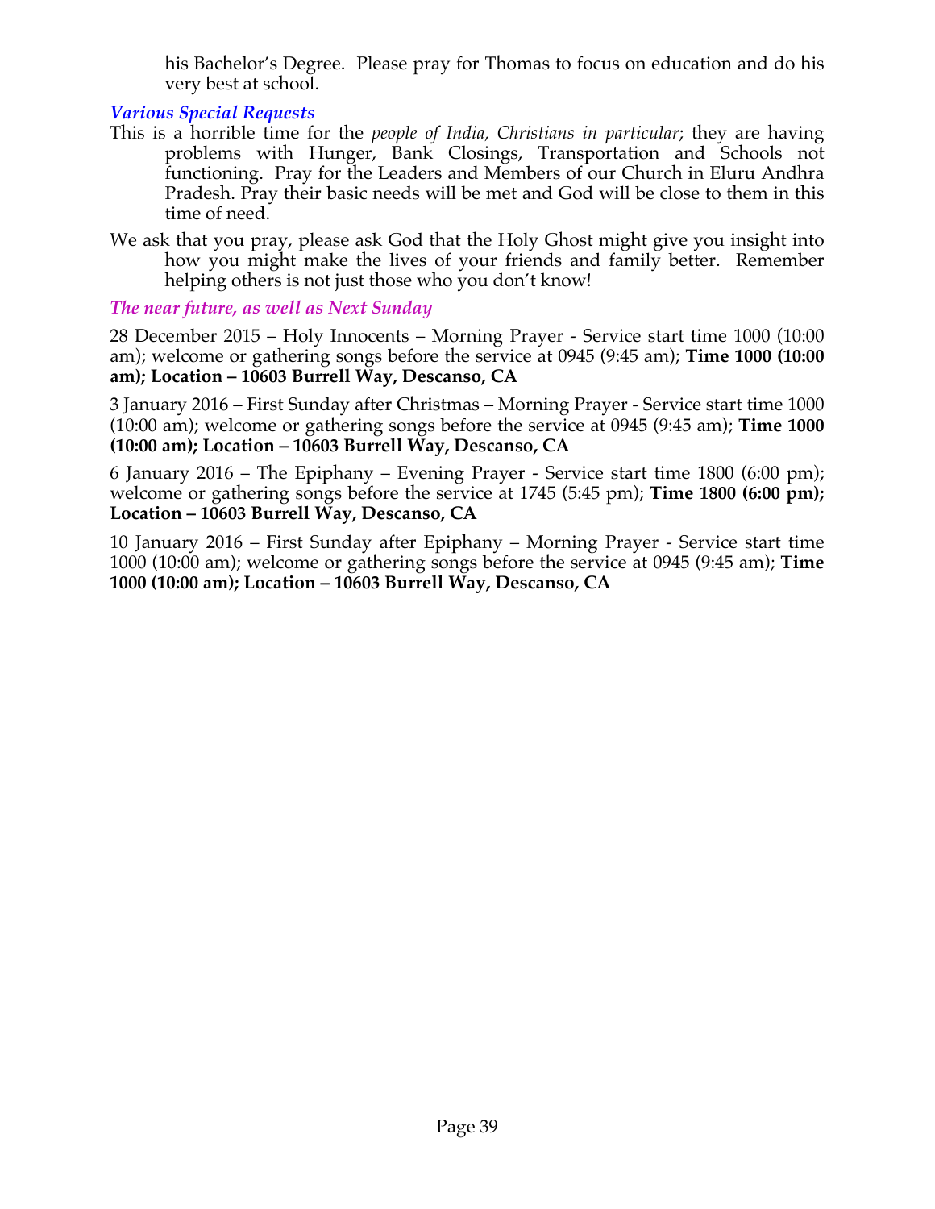his Bachelor's Degree. Please pray for Thomas to focus on education and do his very best at school.

### *Various Special Requests*

This is a horrible time for the *people of India, Christians in particular*; they are having problems with Hunger, Bank Closings, Transportation and Schools not functioning. Pray for the Leaders and Members of our Church in Eluru Andhra Pradesh. Pray their basic needs will be met and God will be close to them in this time of need.

We ask that you pray, please ask God that the Holy Ghost might give you insight into how you might make the lives of your friends and family better. Remember helping others is not just those who you don't know!

### *The near future, as well as Next Sunday*

28 December 2015 – Holy Innocents – Morning Prayer - Service start time 1000 (10:00 am); welcome or gathering songs before the service at 0945 (9:45 am); **Time 1000 (10:00 am); Location – 10603 Burrell Way, Descanso, CA**

3 January 2016 – First Sunday after Christmas – Morning Prayer - Service start time 1000 (10:00 am); welcome or gathering songs before the service at 0945 (9:45 am); **Time 1000 (10:00 am); Location – 10603 Burrell Way, Descanso, CA**

6 January 2016 – The Epiphany – Evening Prayer - Service start time 1800 (6:00 pm); welcome or gathering songs before the service at 1745 (5:45 pm); **Time 1800 (6:00 pm); Location – 10603 Burrell Way, Descanso, CA**

10 January 2016 – First Sunday after Epiphany – Morning Prayer - Service start time 1000 (10:00 am); welcome or gathering songs before the service at 0945 (9:45 am); **Time 1000 (10:00 am); Location – 10603 Burrell Way, Descanso, CA**